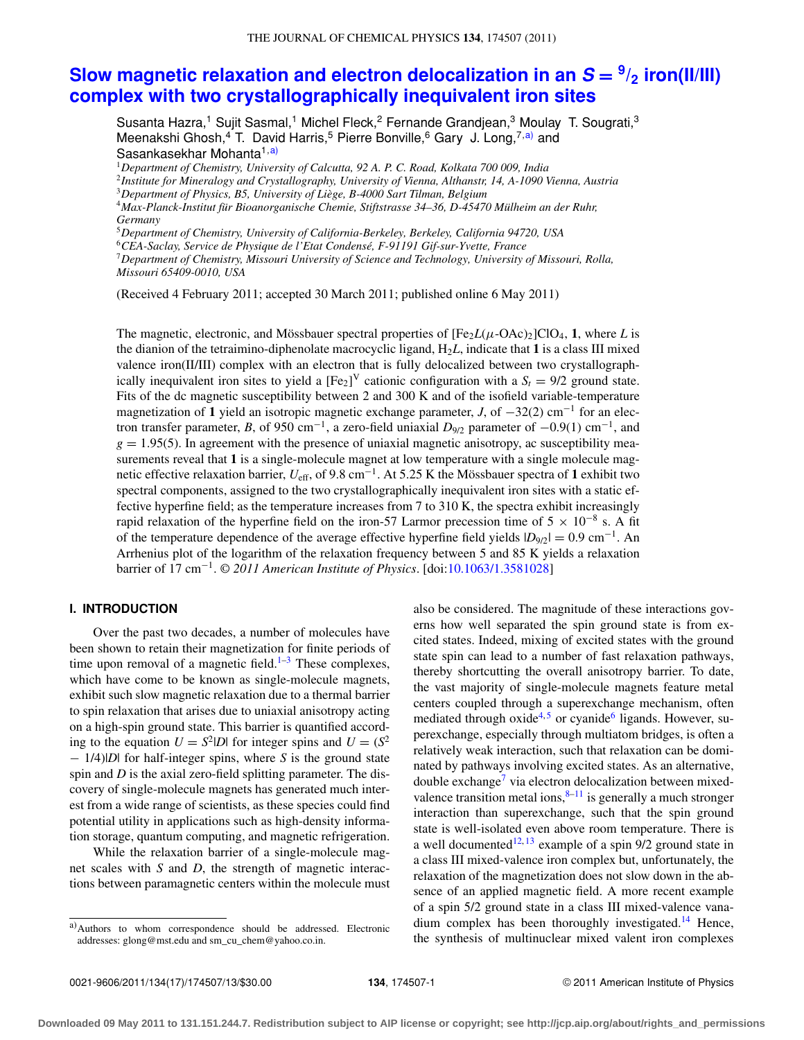# Slow magnetic relaxation and electron delocalization in an $S = {}^{9}/_{2}$ iron(II/III) complex with two crystallographically inequivalent iron sites

Susanta Hazra,[1] Sujit Sasmal,[1] Michel Fleck,[2] Fernande Grandjean,[3] Moulay T. Sougrati,[3] Meenakshi Ghosh,[4] T. David Harris,[5] Pierre Bonville,[6] Gary J. Long,[7,a)] and Sasankasekhar Mohanta[1,a)]

[1]*Department of Chemistry, University of Calcutta, 92 A. P. C. Road, Kolkata 700 009, India*
[2]*Institute for Mineralogy and Crystallography, University of Vienna, Althanstr, 14, A-1090 Vienna, Austria*
[3]*Department of Physics, B5, University of Liège, B-4000 Sart Tilman, Belgium*
[4]*Max-Planck-Institut für Bioanorganische Chemie, Stiftstrasse 34–36, D-45470 Mülheim an der Ruhr, Germany*
[5]*Department of Chemistry, University of California-Berkeley, Berkeley, California 94720, USA*
[6]*CEA-Saclay, Service de Physique de l'Etat Condensé, F-91191 Gif-sur-Yvette, France*
[7]*Department of Chemistry, Missouri University of Science and Technology, University of Missouri, Rolla, Missouri 65409-0010, USA*

(Received 4 February 2011; accepted 30 March 2011; published online 6 May 2011)

The magnetic, electronic, and Mössbauer spectral properties of $[Fe_2L(\mu\text{-}OAc)_2]ClO_4$, **1**, where $L$ is the dianion of the tetraimino-diphenolate macrocyclic ligand, $H_2L$, indicate that **1** is a class III mixed valence iron(II/III) complex with an electron that is fully delocalized between two crystallographically inequivalent iron sites to yield a $[Fe_2]^V$ cationic configuration with a $S_t = 9/2$ ground state. Fits of the dc magnetic susceptibility between 2 and 300 K and of the isofield variable-temperature magnetization of **1** yield an isotropic magnetic exchange parameter, $J$, of $-32(2)$ cm$^{-1}$ for an electron transfer parameter, $B$, of 950 cm$^{-1}$, a zero-field uniaxial $D_{9/2}$ parameter of $-0.9(1)$ cm$^{-1}$, and $g = 1.95(5)$. In agreement with the presence of uniaxial magnetic anisotropy, ac susceptibility measurements reveal that **1** is a single-molecule magnet at low temperature with a single molecule magnetic effective relaxation barrier, $U_{\text{eff}}$, of 9.8 cm$^{-1}$. At 5.25 K the Mössbauer spectra of **1** exhibit two spectral components, assigned to the two crystallographically inequivalent iron sites with a static effective hyperfine field; as the temperature increases from 7 to 310 K, the spectra exhibit increasingly rapid relaxation of the hyperfine field on the iron-57 Larmor precession time of $5 \times 10^{-8}$ s. A fit of the temperature dependence of the average effective hyperfine field yields $|D_{9/2}| = 0.9$ cm$^{-1}$. An Arrhenius plot of the logarithm of the relaxation frequency between 5 and 85 K yields a relaxation barrier of 17 cm$^{-1}$. © *2011 American Institute of Physics*. [doi:10.1063/1.3581028]

## I. INTRODUCTION

Over the past two decades, a number of molecules have been shown to retain their magnetization for finite periods of time upon removal of a magnetic field.[1–3] These complexes, which have come to be known as single-molecule magnets, exhibit such slow magnetic relaxation due to a thermal barrier to spin relaxation that arises due to uniaxial anisotropy acting on a high-spin ground state. This barrier is quantified according to the equation $U = S^2|D|$ for integer spins and $U = (S^2 - 1/4)|D|$ for half-integer spins, where $S$ is the ground state spin and $D$ is the axial zero-field splitting parameter. The discovery of single-molecule magnets has generated much interest from a wide range of scientists, as these species could find potential utility in applications such as high-density information storage, quantum computing, and magnetic refrigeration.

While the relaxation barrier of a single-molecule magnet scales with $S$ and $D$, the strength of magnetic interactions between paramagnetic centers within the molecule must also be considered. The magnitude of these interactions governs how well separated the spin ground state is from excited states. Indeed, mixing of excited states with the ground state spin can lead to a number of fast relaxation pathways, thereby shortcutting the overall anisotropy barrier. To date, the vast majority of single-molecule magnets feature metal centers coupled through a superexchange mechanism, often mediated through oxide[4,5] or cyanide[6] ligands. However, superexchange, especially through multiatom bridges, is often a relatively weak interaction, such that relaxation can be dominated by pathways involving excited states. As an alternative, double exchange[7] via electron delocalization between mixed-valence transition metal ions,[8–11] is generally a much stronger interaction than superexchange, such that the spin ground state is well-isolated even above room temperature. There is a well documented[12,13] example of a spin 9/2 ground state in a class III mixed-valence iron complex but, unfortunately, the relaxation of the magnetization does not slow down in the absence of an applied magnetic field. A more recent example of a spin 5/2 ground state in a class III mixed-valence vanadium complex has been thoroughly investigated.[14] Hence, the synthesis of multinuclear mixed valent iron complexes

a)Authors to whom correspondence should be addressed. Electronic addresses: glong@mst.edu and sm_cu_chem@yahoo.co.in.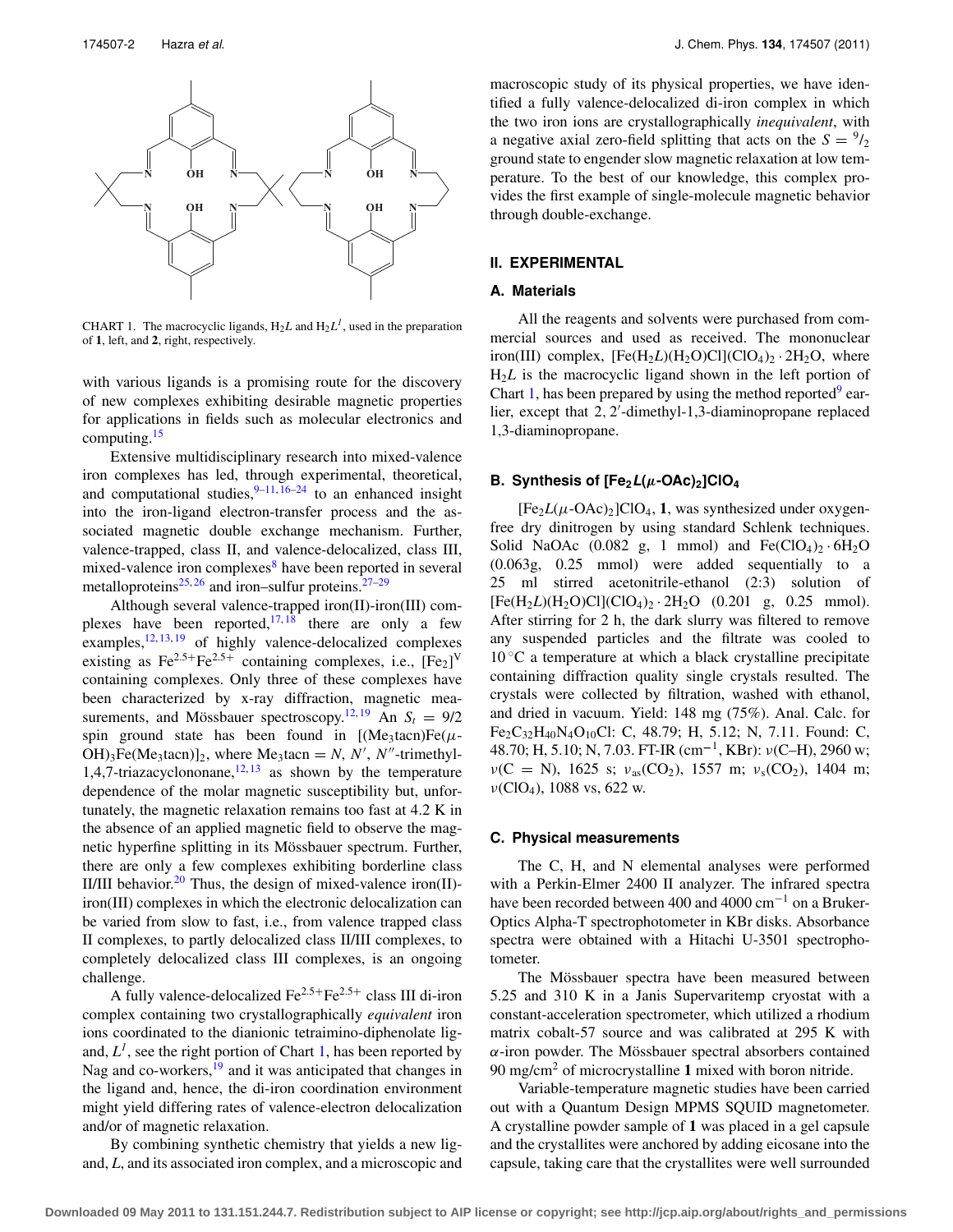CHART 1. The macrocyclic ligands, $H_2L$ and $H_2L^1$, used in the preparation of **1**, left, and **2**, right, respectively.

with various ligands is a promising route for the discovery of new complexes exhibiting desirable magnetic properties for applications in fields such as molecular electronics and computing.[15]

Extensive multidisciplinary research into mixed-valence iron complexes has led, through experimental, theoretical, and computational studies,[9–11,16–24] to an enhanced insight into the iron-ligand electron-transfer process and the associated magnetic double exchange mechanism. Further, valence-trapped, class II, and valence-delocalized, class III, mixed-valence iron complexes[8] have been reported in several metalloproteins[25,26] and iron–sulfur proteins.[27–29]

Although several valence-trapped iron(II)-iron(III) complexes have been reported,[17,18] there are only a few examples,[12,13,19] of highly valence-delocalized complexes existing as $Fe^{2.5+}Fe^{2.5+}$ containing complexes, i.e., $[Fe_2]^V$ containing complexes. Only three of these complexes have been characterized by x-ray diffraction, magnetic measurements, and Mössbauer spectroscopy.[12,19] An $S_t = 9/2$ spin ground state has been found in $[(Me_3tacn)Fe(\mu\text{-}OH)_3Fe(Me_3tacn)]_2$, where $Me_3tacn = N, N', N''$-trimethyl-1,4,7-triazacyclononane,[12,13] as shown by the temperature dependence of the molar magnetic susceptibility but, unfortunately, the magnetic relaxation remains too fast at 4.2 K in the absence of an applied magnetic field to observe the magnetic hyperfine splitting in its Mössbauer spectrum. Further, there are only a few complexes exhibiting borderline class II/III behavior.[20] Thus, the design of mixed-valence iron(II)-iron(III) complexes in which the electronic delocalization can be varied from slow to fast, i.e., from valence trapped class II complexes, to partly delocalized class II/III complexes, to completely delocalized class III complexes, is an ongoing challenge.

A fully valence-delocalized $Fe^{2.5+}Fe^{2.5+}$ class III di-iron complex containing two crystallographically *equivalent* iron ions coordinated to the dianionic tetraimino-diphenolate ligand, $L^1$, see the right portion of Chart 1, has been reported by Nag and co-workers,[19] and it was anticipated that changes in the ligand and, hence, the di-iron coordination environment might yield differing rates of valence-electron delocalization and/or of magnetic relaxation.

By combining synthetic chemistry that yields a new ligand, $L$, and its associated iron complex, and a microscopic and macroscopic study of its physical properties, we have identified a fully valence-delocalized di-iron complex in which the two iron ions are crystallographically *inequivalent*, with a negative axial zero-field splitting that acts on the $S = {}^9/_2$ ground state to engender slow magnetic relaxation at low temperature. To the best of our knowledge, this complex provides the first example of single-molecule magnetic behavior through double-exchange.

## II. EXPERIMENTAL

### A. Materials

All the reagents and solvents were purchased from commercial sources and used as received. The mononuclear iron(III) complex, $[Fe(H_2L)(H_2O)Cl](ClO_4)_2 \cdot 2H_2O$, where $H_2L$ is the macrocyclic ligand shown in the left portion of Chart 1, has been prepared by using the method reported[9] earlier, except that 2, 2′-dimethyl-1,3-diaminopropane replaced 1,3-diaminopropane.

### B. Synthesis of $[Fe_2L(\mu\text{-}OAc)_2]ClO_4$

$[Fe_2L(\mu\text{-}OAc)_2]ClO_4$, **1**, was synthesized under oxygen-free dry dinitrogen by using standard Schlenk techniques. Solid NaOAc (0.082 g, 1 mmol) and $Fe(ClO_4)_2 \cdot 6H_2O$ (0.063g, 0.25 mmol) were added sequentially to a 25 ml stirred acetonitrile-ethanol (2:3) solution of $[Fe(H_2L)(H_2O)Cl](ClO_4)_2 \cdot 2H_2O$ (0.201 g, 0.25 mmol). After stirring for 2 h, the dark slurry was filtered to remove any suspended particles and the filtrate was cooled to 10 °C a temperature at which a black crystalline precipitate containing diffraction quality single crystals resulted. The crystals were collected by filtration, washed with ethanol, and dried in vacuum. Yield: 148 mg (75%). Anal. Calc. for $Fe_2C_{32}H_{40}N_4O_{10}Cl$: C, 48.79; H, 5.12; N, 7.11. Found: C, 48.70; H, 5.10; N, 7.03. FT-IR ($cm^{-1}$, KBr): $\nu$(C–H), 2960 w; $\nu$(C = N), 1625 s; $\nu_{as}(CO_2)$, 1557 m; $\nu_s(CO_2)$, 1404 m; $\nu(ClO_4)$, 1088 vs, 622 w.

### C. Physical measurements

The C, H, and N elemental analyses were performed with a Perkin-Elmer 2400 II analyzer. The infrared spectra have been recorded between 400 and 4000 $cm^{-1}$ on a Bruker-Optics Alpha-T spectrophotometer in KBr disks. Absorbance spectra were obtained with a Hitachi U-3501 spectrophotometer.

The Mössbauer spectra have been measured between 5.25 and 310 K in a Janis Supervaritemp cryostat with a constant-acceleration spectrometer, which utilized a rhodium matrix cobalt-57 source and was calibrated at 295 K with $\alpha$-iron powder. The Mössbauer spectral absorbers contained 90 mg/$cm^2$ of microcrystalline **1** mixed with boron nitride.

Variable-temperature magnetic studies have been carried out with a Quantum Design MPMS SQUID magnetometer. A crystalline powder sample of **1** was placed in a gel capsule and the crystallites were anchored by adding eicosane into the capsule, taking care that the crystallites were well surrounded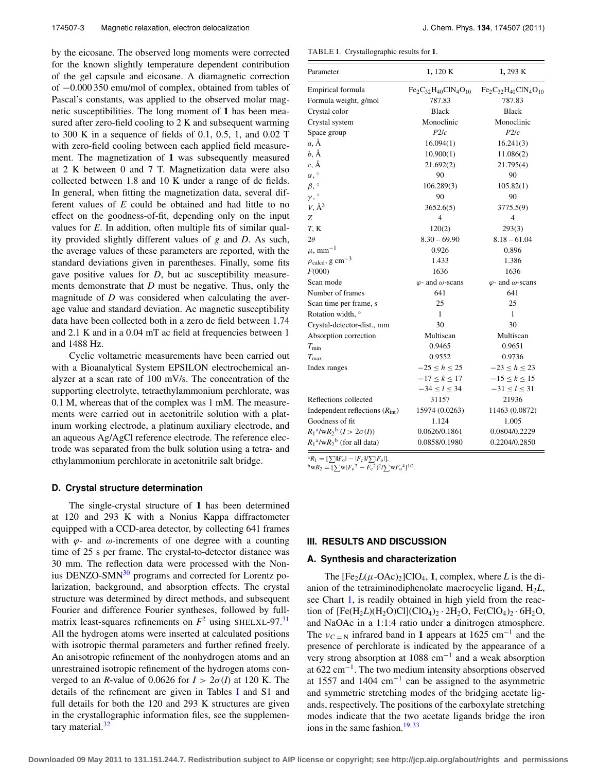by the eicosane. The observed long moments were corrected for the known slightly temperature dependent contribution of the gel capsule and eicosane. A diamagnetic correction of −0.000 350 emu/mol of complex, obtained from tables of Pascal's constants, was applied to the observed molar magnetic susceptibilities. The long moment of **1** has been measured after zero-field cooling to 2 K and subsequent warming to 300 K in a sequence of fields of 0.1, 0.5, 1, and 0.02 T with zero-field cooling between each applied field measurement. The magnetization of **1** was subsequently measured at 2 K between 0 and 7 T. Magnetization data were also collected between 1.8 and 10 K under a range of dc fields. In general, when fitting the magnetization data, several different values of $E$ could be obtained and had little to no effect on the goodness-of-fit, depending only on the input values for $E$. In addition, often multiple fits of similar quality provided slightly different values of $g$ and $D$. As such, the average values of these parameters are reported, with the standard deviations given in parentheses. Finally, some fits gave positive values for $D$, but ac susceptibility measurements demonstrate that $D$ must be negative. Thus, only the magnitude of $D$ was considered when calculating the average value and standard deviation. Ac magnetic susceptibility data have been collected both in a zero dc field between 1.74 and 2.1 K and in a 0.04 mT ac field at frequencies between 1 and 1488 Hz.

Cyclic voltametric measurements have been carried out with a Bioanalytical System EPSILON electrochemical analyzer at a scan rate of 100 mV/s. The concentration of the supporting electrolyte, tetraethylammonium perchlorate, was 0.1 M, whereas that of the complex was 1 mM. The measurements were carried out in acetonitrile solution with a platinum working electrode, a platinum auxiliary electrode, and an aqueous Ag/AgCl reference electrode. The reference electrode was separated from the bulk solution using a tetra- and ethylammonium perchlorate in acetonitrile salt bridge.

### D. Crystal structure determination

The single-crystal structure of **1** has been determined at 120 and 293 K with a Nonius Kappa diffractometer equipped with a CCD-area detector, by collecting 641 frames with $\varphi$- and $\omega$-increments of one degree with a counting time of 25 s per frame. The crystal-to-detector distance was 30 mm. The reflection data were processed with the Nonius DENZO-SMN[30] programs and corrected for Lorentz polarization, background, and absorption effects. The crystal structure was determined by direct methods, and subsequent Fourier and difference Fourier syntheses, followed by full-matrix least-squares refinements on $F^2$ using SHELXL-97.[31] All the hydrogen atoms were inserted at calculated positions with isotropic thermal parameters and further refined freely. An anisotropic refinement of the nonhydrogen atoms and an unrestrained isotropic refinement of the hydrogen atoms converged to an $R$-value of 0.0626 for $I > 2\sigma(I)$ at 120 K. The details of the refinement are given in Tables I and S1 and full details for both the 120 and 293 K structures are given in the crystallographic information files, see the supplementary material.[32]

TABLE I. Crystallographic results for **1**.

| Parameter | **1**, 120 K | **1**, 293 K |
|---|---|---|
| Empirical formula | $Fe_2C_{32}H_{40}ClN_4O_{10}$ | $Fe_2C_{32}H_{40}ClN_4O_{10}$ |
| Formula weight, g/mol | 787.83 | 787.83 |
| Crystal color | Black | Black |
| Crystal system | Monoclinic | Monoclinic |
| Space group | $P2/c$ | $P2/c$ |
| $a$, Å | 16.094(1) | 16.241(3) |
| $b$, Å | 10.900(1) | 11.086(2) |
| $c$, Å | 21.692(2) | 21.795(4) |
| $\alpha$, ° | 90 | 90 |
| $\beta$, ° | 106.289(3) | 105.82(1) |
| $\gamma$, ° | 90 | 90 |
| $V$, Å$^3$ | 3652.6(5) | 3775.5(9) |
| $Z$ | 4 | 4 |
| $T$, K | 120(2) | 293(3) |
| $2\theta$ | 8.30 – 69.90 | 8.18 – 61.04 |
| $\mu$, mm$^{-1}$ | 0.926 | 0.896 |
| $\rho_{calcd}$, g cm$^{-3}$ | 1.433 | 1.386 |
| $F(000)$ | 1636 | 1636 |
| Scan mode | $\varphi$- and $\omega$-scans | $\varphi$- and $\omega$-scans |
| Number of frames | 641 | 641 |
| Scan time per frame, s | 25 | 25 |
| Rotation width, ° | 1 | 1 |
| Crystal-detector-dist., mm | 30 | 30 |
| Absorption correction | Multiscan | Multiscan |
| $T_{min}$ | 0.9465 | 0.9651 |
| $T_{max}$ | 0.9552 | 0.9736 |
| Index ranges | $-25 \le h \le 25$ | $-23 \le h \le 23$ |
| | $-17 \le k \le 17$ | $-15 \le k \le 15$ |
| | $-34 \le l \le 34$ | $-31 \le l \le 31$ |
| Reflections collected | 31157 | 21936 |
| Independent reflections ($R_{int}$) | 15974 (0.0263) | 11463 (0.0872) |
| Goodness of fit | 1.124 | 1.005 |
| $R_1$[a]/w$R_2$[b] ($I > 2\sigma(I)$) | 0.0626/0.1861 | 0.0804/0.2229 |
| $R_1$[a]/w$R_2$[b] (for all data) | 0.0858/0.1980 | 0.2204/0.2850 |

[a] $R_1 = [\sum \| F_o| - |F_c\| / \sum |F_o|]$.
[b] $wR_2 = [\sum w(F_o^2 - F_c^2)^2 / \sum wF_o^4]^{1/2}$.

## III. RESULTS AND DISCUSSION

### A. Synthesis and characterization

The $[Fe_2L(\mu\text{-OAc})_2]ClO_4$, **1**, complex, where $L$ is the dianion of the tetraiminodiphenolate macrocyclic ligand, $H_2L$, see Chart 1, is readily obtained in high yield from the reaction of $[Fe(H_2L)(H_2O)Cl](ClO_4)_2 \cdot 2H_2O$, $Fe(ClO_4)_2 \cdot 6H_2O$, and NaOAc in a 1:1:4 ratio under a dinitrogen atmosphere. The $\nu_{C=N}$ infrared band in **1** appears at 1625 cm$^{-1}$ and the presence of perchlorate is indicated by the appearance of a very strong absorption at 1088 cm$^{-1}$ and a weak absorption at 622 cm$^{-1}$. The two medium intensity absorptions observed at 1557 and 1404 cm$^{-1}$ can be assigned to the asymmetric and symmetric stretching modes of the bridging acetate ligands, respectively. The positions of the carboxylate stretching modes indicate that the two acetate ligands bridge the iron ions in the same fashion.[19,33]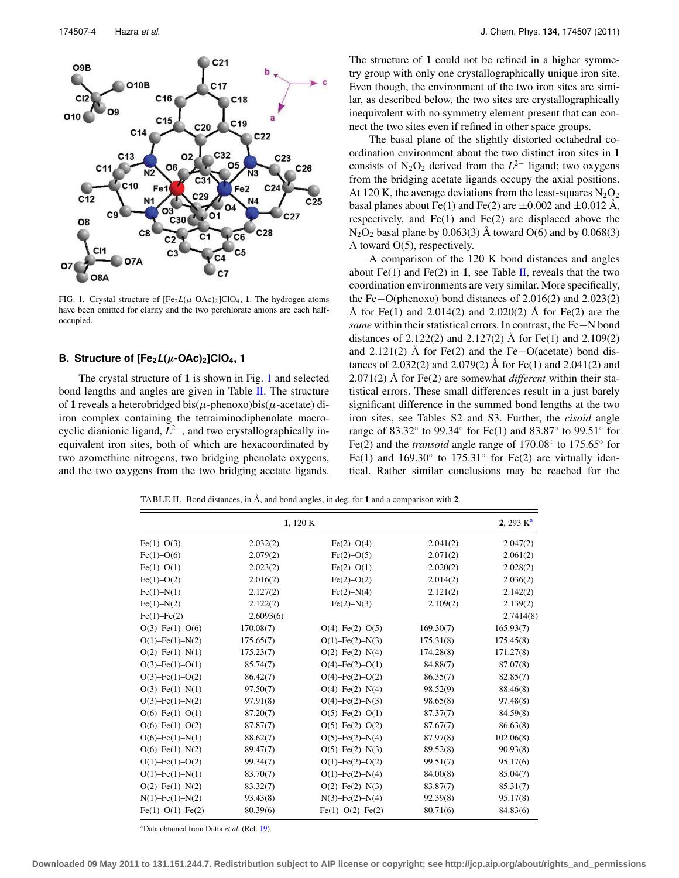FIG. 1. Crystal structure of $[Fe_2L(\mu\text{-OAc})_2]ClO_4$, **1**. The hydrogen atoms have been omitted for clarity and the two perchlorate anions are each half-occupied.

### B. Structure of $[Fe_2L(\mu\text{-OAc})_2]ClO_4$, 1

The crystal structure of **1** is shown in Fig. 1 and selected bond lengths and angles are given in Table II. The structure of **1** reveals a heterobridged bis($\mu$-phenoxo)bis($\mu$-acetate) diiron complex containing the tetraiminodiphenolate macrocyclic dianionic ligand, $L^{2-}$, and two crystallographically inequivalent iron sites, both of which are hexacoordinated by two azomethine nitrogens, two bridging phenolate oxygens, and the two oxygens from the two bridging acetate ligands.

The structure of **1** could not be refined in a higher symmetry group with only one crystallographically unique iron site. Even though, the environment of the two iron sites are similar, as described below, the two sites are crystallographically inequivalent with no symmetry element present that can connect the two sites even if refined in other space groups.

The basal plane of the slightly distorted octahedral coordination environment about the two distinct iron sites in **1** consists of $N_2O_2$ derived from the $L^{2-}$ ligand; two oxygens from the bridging acetate ligands occupy the axial positions. At 120 K, the average deviations from the least-squares $N_2O_2$ basal planes about Fe(1) and Fe(2) are $\pm 0.002$ and $\pm 0.012$ Å, respectively, and Fe(1) and Fe(2) are displaced above the $N_2O_2$ basal plane by 0.063(3) Å toward O(6) and by 0.068(3) Å toward O(5), respectively.

A comparison of the 120 K bond distances and angles about Fe(1) and Fe(2) in **1**, see Table II, reveals that the two coordination environments are very similar. More specifically, the Fe−O(phenoxo) bond distances of 2.016(2) and 2.023(2) Å for Fe(1) and 2.014(2) and 2.020(2) Å for Fe(2) are the *same* within their statistical errors. In contrast, the Fe−N bond distances of 2.122(2) and 2.127(2) Å for Fe(1) and 2.109(2) and 2.121(2) Å for Fe(2) and the Fe−O(acetate) bond distances of 2.032(2) and 2.079(2) Å for Fe(1) and 2.041(2) and 2.071(2) Å for Fe(2) are somewhat *different* within their statistical errors. These small differences result in a just barely significant difference in the summed bond lengths at the two iron sites, see Tables S2 and S3. Further, the *cisoid* angle range of 83.32° to 99.34° for Fe(1) and 83.87° to 99.51° for Fe(2) and the *transoid* angle range of 170.08° to 175.65° for Fe(1) and 169.30° to 175.31° for Fe(2) are virtually identical. Rather similar conclusions may be reached for the

TABLE II. Bond distances, in Å, and bond angles, in deg, for **1** and a comparison with **2**.

| **1**, 120 K | | | | **2**, 293 K[a] |
|---|---|---|---|---|
| Fe(1)–O(3) | 2.032(2) | Fe(2)–O(4) | 2.041(2) | 2.047(2) |
| Fe(1)–O(6) | 2.079(2) | Fe(2)–O(5) | 2.071(2) | 2.061(2) |
| Fe(1)–O(1) | 2.023(2) | Fe(2)–O(1) | 2.020(2) | 2.028(2) |
| Fe(1)–O(2) | 2.016(2) | Fe(2)–O(2) | 2.014(2) | 2.036(2) |
| Fe(1)–N(1) | 2.127(2) | Fe(2)–N(4) | 2.121(2) | 2.142(2) |
| Fe(1)–N(2) | 2.122(2) | Fe(2)–N(3) | 2.109(2) | 2.139(2) |
| Fe(1)–Fe(2) | 2.6093(6) | | | 2.7414(8) |
| O(3)–Fe(1)–O(6) | 170.08(7) | O(4)–Fe(2)–O(5) | 169.30(7) | 165.93(7) |
| O(1)–Fe(1)–N(2) | 175.65(7) | O(1)–Fe(2)–N(3) | 175.31(8) | 175.45(8) |
| O(2)–Fe(1)–N(1) | 175.23(7) | O(2)–Fe(2)–N(4) | 174.28(8) | 171.27(8) |
| O(3)–Fe(1)–O(1) | 85.74(7) | O(4)–Fe(2)–O(1) | 84.88(7) | 87.07(8) |
| O(3)–Fe(1)–O(2) | 86.42(7) | O(4)–Fe(2)–O(2) | 86.35(7) | 82.85(7) |
| O(3)–Fe(1)–N(1) | 97.50(7) | O(4)–Fe(2)–N(4) | 98.52(9) | 88.46(8) |
| O(3)–Fe(1)–N(2) | 97.91(8) | O(4)–Fe(2)–N(3) | 98.65(8) | 97.48(8) |
| O(6)–Fe(1)–O(1) | 87.20(7) | O(5)–Fe(2)–O(1) | 87.37(7) | 84.59(8) |
| O(6)–Fe(1)–O(2) | 87.87(7) | O(5)–Fe(2)–O(2) | 87.67(7) | 86.63(8) |
| O(6)–Fe(1)–N(1) | 88.62(7) | O(5)–Fe(2)–N(4) | 87.97(8) | 102.06(8) |
| O(6)–Fe(1)–N(2) | 89.47(7) | O(5)–Fe(2)–N(3) | 89.52(8) | 90.93(8) |
| O(1)–Fe(1)–O(2) | 99.34(7) | O(1)–Fe(2)–O(2) | 99.51(7) | 95.17(6) |
| O(1)–Fe(1)–N(1) | 83.70(7) | O(1)–Fe(2)–N(4) | 84.00(8) | 85.04(7) |
| O(2)–Fe(1)–N(2) | 83.32(7) | O(2)–Fe(2)–N(3) | 83.87(7) | 85.31(7) |
| N(1)–Fe(1)–N(2) | 93.43(8) | N(3)–Fe(2)–N(4) | 92.39(8) | 95.17(8) |
| Fe(1)–O(1)–Fe(2) | 80.39(6) | Fe(1)–O(2)–Fe(2) | 80.71(6) | 84.83(6) |

[a]Data obtained from Dutta *et al.* (Ref. 19).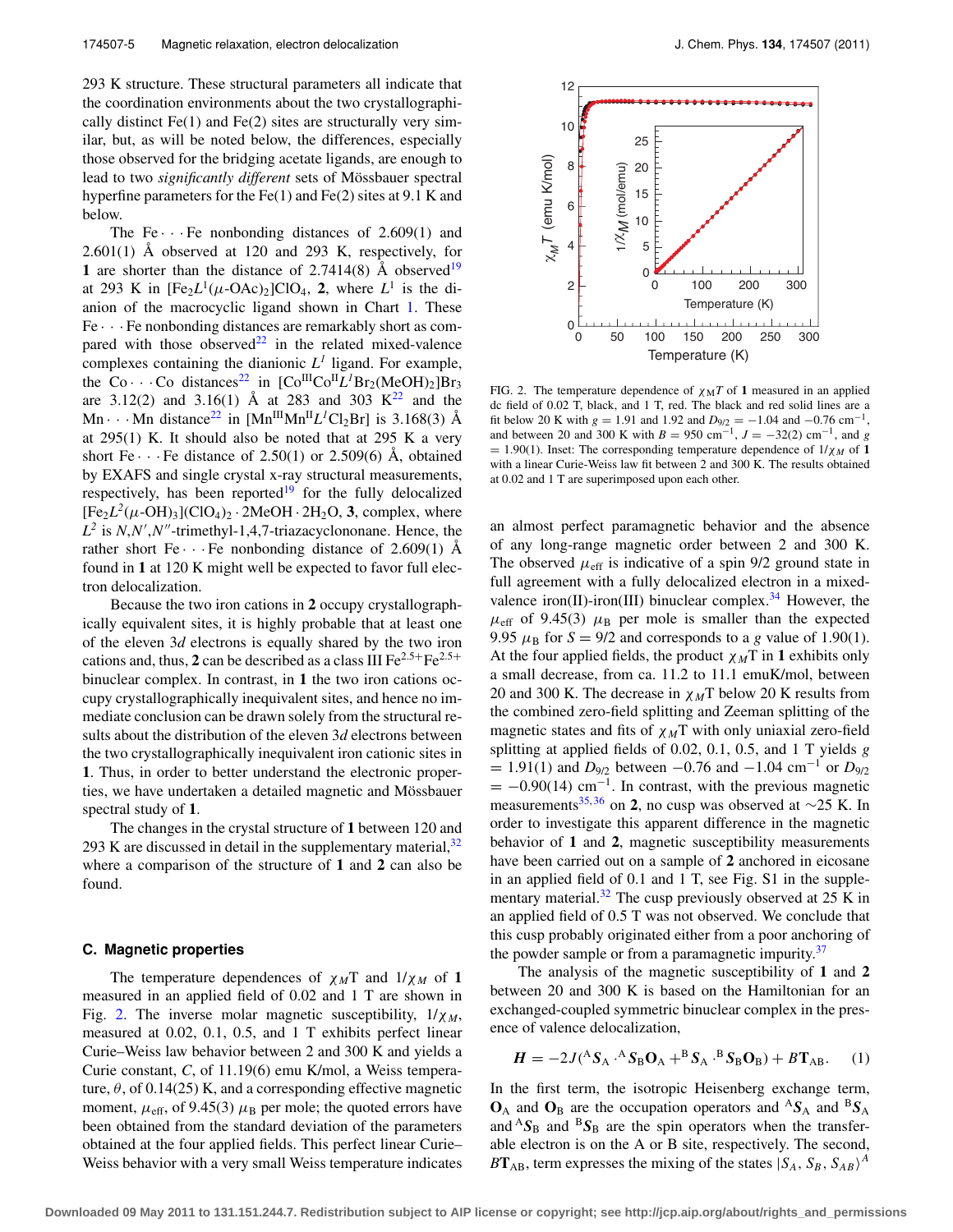293 K structure. These structural parameters all indicate that the coordination environments about the two crystallographically distinct Fe(1) and Fe(2) sites are structurally very similar, but, as will be noted below, the differences, especially those observed for the bridging acetate ligands, are enough to lead to two *significantly different* sets of Mössbauer spectral hyperfine parameters for the Fe(1) and Fe(2) sites at 9.1 K and below.

The Fe···Fe nonbonding distances of 2.609(1) and 2.601(1) Å observed at 120 and 293 K, respectively, for **1** are shorter than the distance of 2.7414(8) Å observed[19] at 293 K in $[Fe_2L^1(\mu\text{-}OAc)_2]ClO_4$, **2**, where $L^1$ is the dianion of the macrocyclic ligand shown in Chart 1. These Fe···Fe nonbonding distances are remarkably short as compared with those observed[22] in the related mixed-valence complexes containing the dianionic $L^1$ ligand. For example, the Co···Co distances[22] in $[Co^{III}Co^{II}L^1Br_2(MeOH)_2]Br_3$ are 3.12(2) and 3.16(1) Å at 283 and 303 K[22] and the Mn···Mn distance[22] in $[Mn^{III}Mn^{II}L^1Cl_2Br]$ is 3.168(3) Å at 295(1) K. It should also be noted that at 295 K a very short Fe···Fe distance of 2.50(1) or 2.509(6) Å, obtained by EXAFS and single crystal x-ray structural measurements, respectively, has been reported[19] for the fully delocalized $[Fe_2L^2(\mu\text{-}OH)_3](ClO_4)_2\cdot 2MeOH\cdot 2H_2O$, **3**, complex, where $L^2$ is $N,N',N''$-trimethyl-1,4,7-triazacyclononane. Hence, the rather short Fe···Fe nonbonding distance of 2.609(1) Å found in **1** at 120 K might well be expected to favor full electron delocalization.

Because the two iron cations in **2** occupy crystallographically equivalent sites, it is highly probable that at least one of the eleven 3*d* electrons is equally shared by the two iron cations and, thus, **2** can be described as a class III $Fe^{2.5+}Fe^{2.5+}$ binuclear complex. In contrast, in **1** the two iron cations occupy crystallographically inequivalent sites, and hence no immediate conclusion can be drawn solely from the structural results about the distribution of the eleven 3*d* electrons between the two crystallographically inequivalent iron cationic sites in **1**. Thus, in order to better understand the electronic properties, we have undertaken a detailed magnetic and Mössbauer spectral study of **1**.

The changes in the crystal structure of **1** between 120 and 293 K are discussed in detail in the supplementary material,[32] where a comparison of the structure of **1** and **2** can also be found.

### C. Magnetic properties

The temperature dependences of $\chi_M T$ and $1/\chi_M$ of **1** measured in an applied field of 0.02 and 1 T are shown in Fig. 2. The inverse molar magnetic susceptibility, $1/\chi_M$, measured at 0.02, 0.1, 0.5, and 1 T exhibits perfect linear Curie–Weiss law behavior between 2 and 300 K and yields a Curie constant, $C$, of 11.19(6) emu K/mol, a Weiss temperature, $\theta$, of 0.14(25) K, and a corresponding effective magnetic moment, $\mu_{\text{eff}}$, of 9.45(3) $\mu_B$ per mole; the quoted errors have been obtained from the standard deviation of the parameters obtained at the four applied fields. This perfect linear Curie–Weiss behavior with a very small Weiss temperature indicates an almost perfect paramagnetic behavior and the absence of any long-range magnetic order between 2 and 300 K. The observed $\mu_{\text{eff}}$ is indicative of a spin 9/2 ground state in full agreement with a fully delocalized electron in a mixed-valence iron(II)-iron(III) binuclear complex.[34] However, the $\mu_{\text{eff}}$ of 9.45(3) $\mu_B$ per mole is smaller than the expected 9.95 $\mu_B$ for $S = 9/2$ and corresponds to a $g$ value of 1.90(1). At the four applied fields, the product $\chi_M$T in **1** exhibits only a small decrease, from ca. 11.2 to 11.1 emuK/mol, between 20 and 300 K. The decrease in $\chi_M$T below 20 K results from the combined zero-field splitting and Zeeman splitting of the magnetic states and fits of $\chi_M$T with only uniaxial zero-field splitting at applied fields of 0.02, 0.1, 0.5, and 1 T yields $g = 1.91(1)$ and $D_{9/2}$ between $-0.76$ and $-1.04$ cm$^{-1}$ or $D_{9/2} = -0.90(14)$ cm$^{-1}$. In contrast, with the previous magnetic measurements[35,36] on **2**, no cusp was observed at ∼25 K. In order to investigate this apparent difference in the magnetic behavior of **1** and **2**, magnetic susceptibility measurements have been carried out on a sample of **2** anchored in eicosane in an applied field of 0.1 and 1 T, see Fig. S1 in the supplementary material.[32] The cusp previously observed at 25 K in an applied field of 0.5 T was not observed. We conclude that this cusp probably originated either from a poor anchoring of the powder sample or from a paramagnetic impurity.[37]

FIG. 2. The temperature dependence of $\chi_M T$ of **1** measured in an applied dc field of 0.02 T, black, and 1 T, red. The black and red solid lines are a fit below 20 K with $g = 1.91$ and 1.92 and $D_{9/2} = -1.04$ and $-0.76$ cm$^{-1}$, and between 20 and 300 K with $B = 950$ cm$^{-1}$, $J = -32(2)$ cm$^{-1}$, and $g = 1.90(1)$. Inset: The corresponding temperature dependence of $1/\chi_M$ of **1** with a linear Curie-Weiss law fit between 2 and 300 K. The results obtained at 0.02 and 1 T are superimposed upon each other.

The analysis of the magnetic susceptibility of **1** and **2** between 20 and 300 K is based on the Hamiltonian for an exchanged-coupled symmetric binuclear complex in the presence of valence delocalization,

$$\boldsymbol{H} = -2J({}^{A}\boldsymbol{S}_A \cdot {}^{A}\boldsymbol{S}_B\mathbf{O}_A + {}^{B}\boldsymbol{S}_A \cdot {}^{B}\boldsymbol{S}_B\mathbf{O}_B) + B\mathbf{T}_{AB}. \quad (1)$$

In the first term, the isotropic Heisenberg exchange term, $\mathbf{O}_A$ and $\mathbf{O}_B$ are the occupation operators and ${}^{A}\boldsymbol{S}_A$ and ${}^{B}\boldsymbol{S}_A$ and ${}^{A}\boldsymbol{S}_B$ and ${}^{B}\boldsymbol{S}_B$ are the spin operators when the transferable electron is on the A or B site, respectively. The second, $B\mathbf{T}_{AB}$, term expresses the mixing of the states $|S_A, S_B, S_{AB}\rangle^A$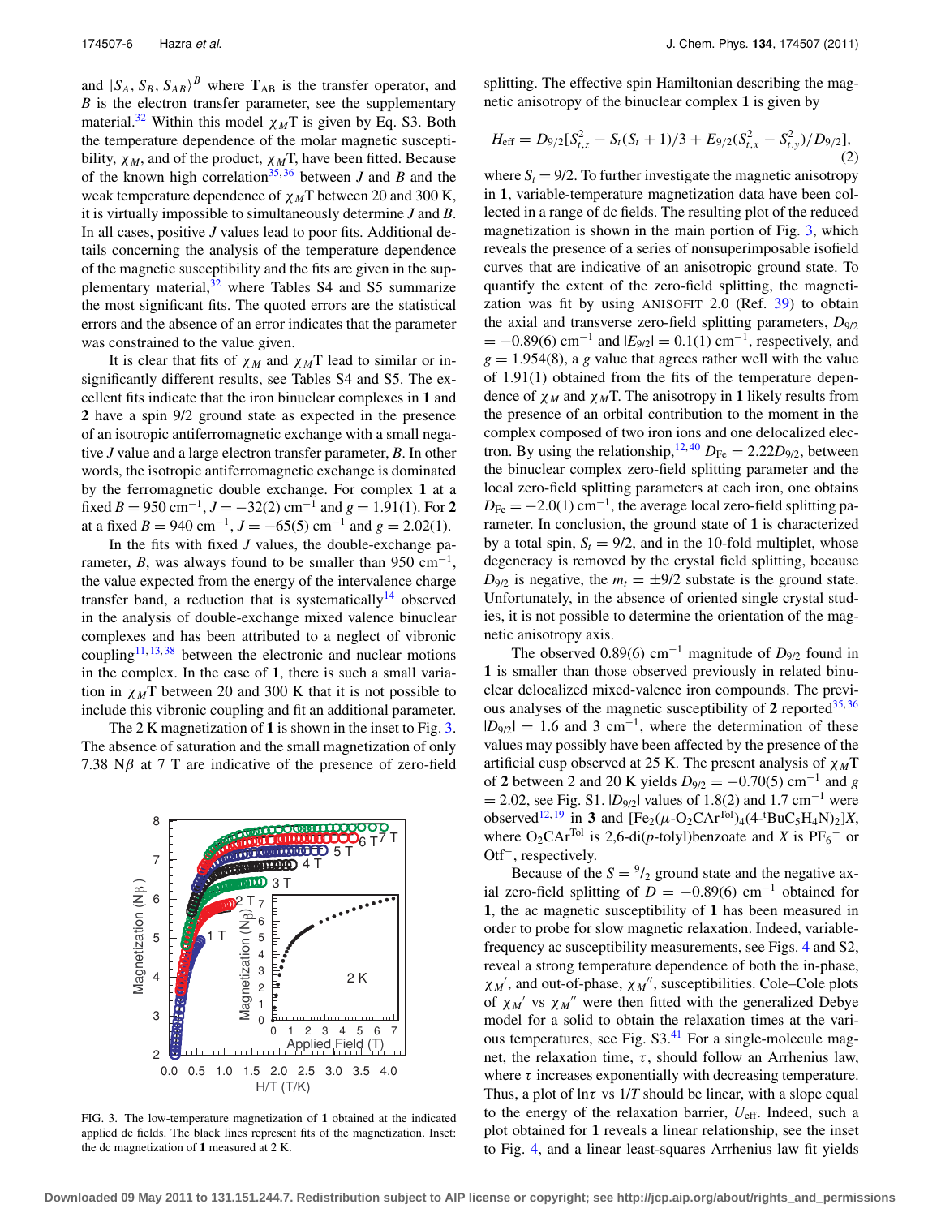and $|S_A, S_B, S_{AB}\rangle^B$ where $\mathbf{T}_{AB}$ is the transfer operator, and $B$ is the electron transfer parameter, see the supplementary material.[32] Within this model $\chi_M T$ is given by Eq. S3. Both the temperature dependence of the molar magnetic susceptibility, $\chi_M$, and of the product, $\chi_M T$, have been fitted. Because of the known high correlation[35,36] between $J$ and $B$ and the weak temperature dependence of $\chi_M T$ between 20 and 300 K, it is virtually impossible to simultaneously determine $J$ and $B$. In all cases, positive $J$ values lead to poor fits. Additional details concerning the analysis of the temperature dependence of the magnetic susceptibility and the fits are given in the supplementary material,[32] where Tables S4 and S5 summarize the most significant fits. The quoted errors are the statistical errors and the absence of an error indicates that the parameter was constrained to the value given.

It is clear that fits of $\chi_M$ and $\chi_M T$ lead to similar or insignificantly different results, see Tables S4 and S5. The excellent fits indicate that the iron binuclear complexes in **1** and **2** have a spin 9/2 ground state as expected in the presence of an isotropic antiferromagnetic exchange with a small negative $J$ value and a large electron transfer parameter, $B$. In other words, the isotropic antiferromagnetic exchange is dominated by the ferromagnetic double exchange. For complex **1** at a fixed $B = 950$ cm$^{-1}$, $J = -32(2)$ cm$^{-1}$ and $g = 1.91(1)$. For **2** at a fixed $B = 940$ cm$^{-1}$, $J = -65(5)$ cm$^{-1}$ and $g = 2.02(1)$.

In the fits with fixed $J$ values, the double-exchange parameter, $B$, was always found to be smaller than 950 cm$^{-1}$, the value expected from the energy of the intervalence charge transfer band, a reduction that is systematically[14] observed in the analysis of double-exchange mixed valence binuclear complexes and has been attributed to a neglect of vibronic coupling[11,13,38] between the electronic and nuclear motions in the complex. In the case of **1**, there is such a small variation in $\chi_M T$ between 20 and 300 K that it is not possible to include this vibronic coupling and fit an additional parameter.

The 2 K magnetization of **1** is shown in the inset to Fig. 3. The absence of saturation and the small magnetization of only 7.38 N$\beta$ at 7 T are indicative of the presence of zero-field splitting. The effective spin Hamiltonian describing the magnetic anisotropy of the binuclear complex **1** is given by

$$H_{\text{eff}} = D_{9/2}[S_{t,z}^2 - S_t(S_t + 1)/3 + E_{9/2}(S_{t,x}^2 - S_{t,y}^2)/D_{9/2}], \tag{2}$$

where $S_t = 9/2$. To further investigate the magnetic anisotropy in **1**, variable-temperature magnetization data have been collected in a range of dc fields. The resulting plot of the reduced magnetization is shown in the main portion of Fig. 3, which reveals the presence of a series of nonsuperimposable isofield curves that are indicative of an anisotropic ground state. To quantify the extent of the zero-field splitting, the magnetization was fit by using ANISOFIT 2.0 (Ref. 39) to obtain the axial and transverse zero-field splitting parameters, $D_{9/2} = -0.89(6)$ cm$^{-1}$ and $|E_{9/2}| = 0.1(1)$ cm$^{-1}$, respectively, and $g = 1.954(8)$, a $g$ value that agrees rather well with the value of 1.91(1) obtained from the fits of the temperature dependence of $\chi_M$ and $\chi_M T$. The anisotropy in **1** likely results from the presence of an orbital contribution to the moment in the complex composed of two iron ions and one delocalized electron. By using the relationship,[12,40] $D_{\text{Fe}} = 2.22 D_{9/2}$, between the binuclear complex zero-field splitting parameter and the local zero-field splitting parameters at each iron, one obtains $D_{\text{Fe}} = -2.0(1)$ cm$^{-1}$, the average local zero-field splitting parameter. In conclusion, the ground state of **1** is characterized by a total spin, $S_t = 9/2$, and in the 10-fold multiplet, whose degeneracy is removed by the crystal field splitting, because $D_{9/2}$ is negative, the $m_t = \pm 9/2$ substate is the ground state. Unfortunately, in the absence of oriented single crystal studies, it is not possible to determine the orientation of the magnetic anisotropy axis.

FIG. 3. The low-temperature magnetization of **1** obtained at the indicated applied dc fields. The black lines represent fits of the magnetization. Inset: the dc magnetization of **1** measured at 2 K.

The observed 0.89(6) cm$^{-1}$ magnitude of $D_{9/2}$ found in **1** is smaller than those observed previously in related binuclear delocalized mixed-valence iron compounds. The previous analyses of the magnetic susceptibility of **2** reported[35,36] $|D_{9/2}| = 1.6$ and 3 cm$^{-1}$, where the determination of these values may possibly have been affected by the presence of the artificial cusp observed at 25 K. The present analysis of $\chi_M T$ of **2** between 2 and 20 K yields $D_{9/2} = -0.70(5)$ cm$^{-1}$ and $g = 2.02$, see Fig. S1. $|D_{9/2}|$ values of 1.8(2) and 1.7 cm$^{-1}$ were observed[12,19] in **3** and $[Fe_2(\mu\text{-}O_2CAr^{Tol})_4(4\text{-}^tBuC_5H_4N)_2]X$, where $O_2CAr^{Tol}$ is 2,6-di($p$-tolyl)benzoate and $X$ is $PF_6^-$ or Otf$^-$, respectively.

Because of the $S = {}^9/_2$ ground state and the negative axial zero-field splitting of $D = -0.89(6)$ cm$^{-1}$ obtained for **1**, the ac magnetic susceptibility of **1** has been measured in order to probe for slow magnetic relaxation. Indeed, variable-frequency ac susceptibility measurements, see Figs. 4 and S2, reveal a strong temperature dependence of both the in-phase, $\chi_M'$, and out-of-phase, $\chi_M''$, susceptibilities. Cole–Cole plots of $\chi_M'$ vs $\chi_M''$ were then fitted with the generalized Debye model for a solid to obtain the relaxation times at the various temperatures, see Fig. S3.[41] For a single-molecule magnet, the relaxation time, $\tau$, should follow an Arrhenius law, where $\tau$ increases exponentially with decreasing temperature. Thus, a plot of ln$\tau$ vs $1/T$ should be linear, with a slope equal to the energy of the relaxation barrier, $U_{\text{eff}}$. Indeed, such a plot obtained for **1** reveals a linear relationship, see the inset to Fig. 4, and a linear least-squares Arrhenius law fit yields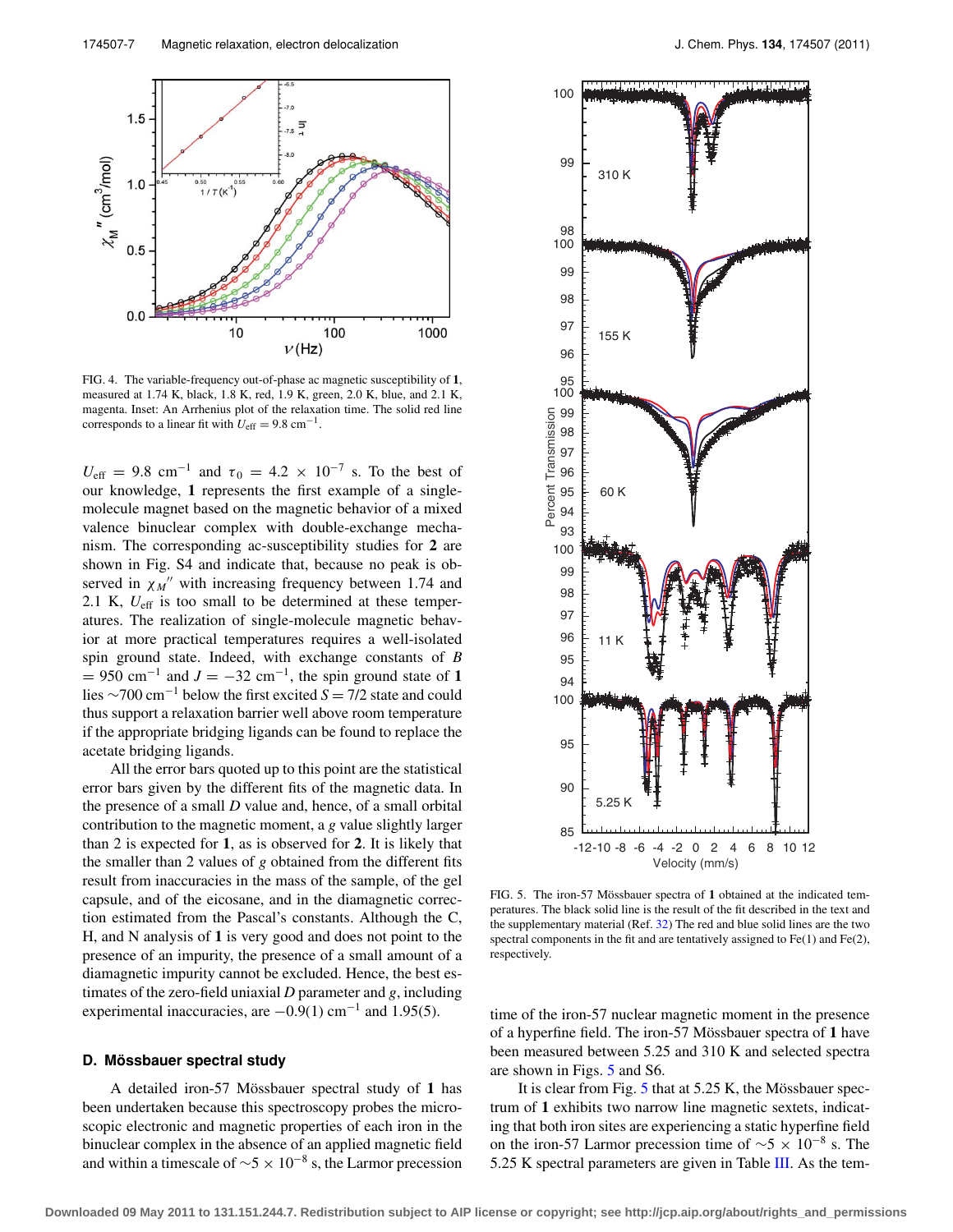FIG. 4. The variable-frequency out-of-phase ac magnetic susceptibility of **1**, measured at 1.74 K, black, 1.8 K, red, 1.9 K, green, 2.0 K, blue, and 2.1 K, magenta. Inset: An Arrhenius plot of the relaxation time. The solid red line corresponds to a linear fit with $U_{\text{eff}} = 9.8$ cm$^{-1}$.

$U_{\text{eff}} = 9.8$ cm$^{-1}$ and $\tau_0 = 4.2 \times 10^{-7}$ s. To the best of our knowledge, **1** represents the first example of a single-molecule magnet based on the magnetic behavior of a mixed valence binuclear complex with double-exchange mechanism. The corresponding ac-susceptibility studies for **2** are shown in Fig. S4 and indicate that, because no peak is observed in $\chi_M''$ with increasing frequency between 1.74 and 2.1 K, $U_{\text{eff}}$ is too small to be determined at these temperatures. The realization of single-molecule magnetic behavior at more practical temperatures requires a well-isolated spin ground state. Indeed, with exchange constants of $B = 950$ cm$^{-1}$ and $J = -32$ cm$^{-1}$, the spin ground state of **1** lies ∼700 cm$^{-1}$ below the first excited $S = 7/2$ state and could thus support a relaxation barrier well above room temperature if the appropriate bridging ligands can be found to replace the acetate bridging ligands.

All the error bars quoted up to this point are the statistical error bars given by the different fits of the magnetic data. In the presence of a small $D$ value and, hence, of a small orbital contribution to the magnetic moment, a $g$ value slightly larger than 2 is expected for **1**, as is observed for **2**. It is likely that the smaller than 2 values of $g$ obtained from the different fits result from inaccuracies in the mass of the sample, of the gel capsule, and of the eicosane, and in the diamagnetic correction estimated from the Pascal's constants. Although the C, H, and N analysis of **1** is very good and does not point to the presence of an impurity, the presence of a small amount of a diamagnetic impurity cannot be excluded. Hence, the best estimates of the zero-field uniaxial $D$ parameter and $g$, including experimental inaccuracies, are $-0.9(1)$ cm$^{-1}$ and 1.95(5).

### D. Mössbauer spectral study

A detailed iron-57 Mössbauer spectral study of **1** has been undertaken because this spectroscopy probes the microscopic electronic and magnetic properties of each iron in the binuclear complex in the absence of an applied magnetic field and within a timescale of $\sim 5 \times 10^{-8}$ s, the Larmor precession time of the iron-57 nuclear magnetic moment in the presence of a hyperfine field. The iron-57 Mössbauer spectra of **1** have been measured between 5.25 and 310 K and selected spectra are shown in Figs. 5 and S6.

FIG. 5. The iron-57 Mössbauer spectra of **1** obtained at the indicated temperatures. The black solid line is the result of the fit described in the text and the supplementary material (Ref. 32) The red and blue solid lines are the two spectral components in the fit and are tentatively assigned to Fe(1) and Fe(2), respectively.

It is clear from Fig. 5 that at 5.25 K, the Mössbauer spectrum of **1** exhibits two narrow line magnetic sextets, indicating that both iron sites are experiencing a static hyperfine field on the iron-57 Larmor precession time of $\sim 5 \times 10^{-8}$ s. The 5.25 K spectral parameters are given in Table III. As the tem-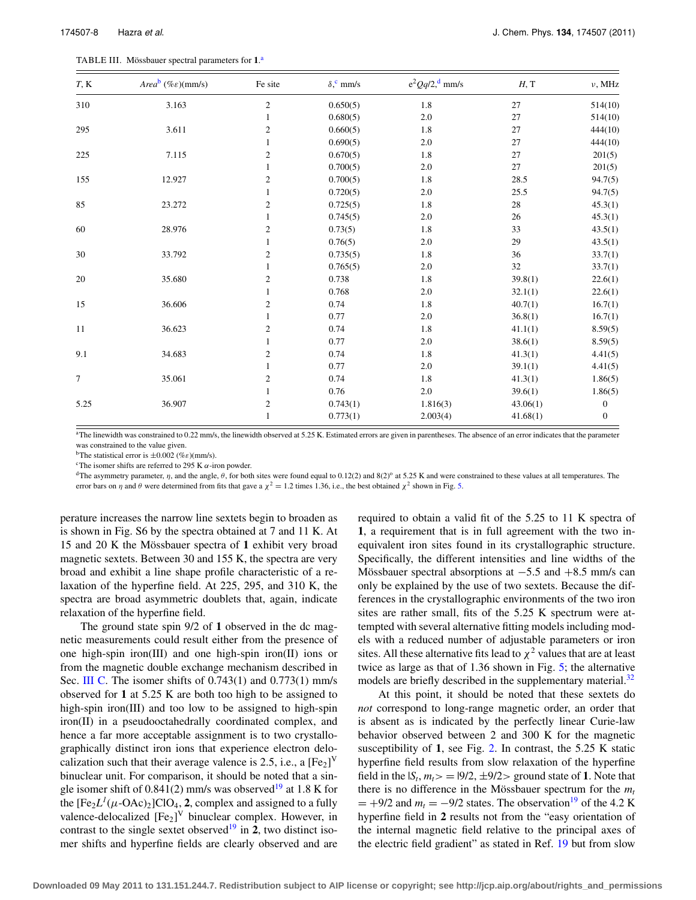TABLE III. Mössbauer spectral parameters for **1**.[a]

| $T$, K | *Area*[b] (%$\varepsilon$)(mm/s) | Fe site | $\delta$,[c] mm/s | $e^2Qq/2$,[d] mm/s | $H$, T | $\nu$, MHz |
|---|---|---|---|---|---|---|
| 310 | 3.163 | 2 | 0.650(5) | 1.8 | 27 | 514(10) |
| | | 1 | 0.680(5) | 2.0 | 27 | 514(10) |
| 295 | 3.611 | 2 | 0.660(5) | 1.8 | 27 | 444(10) |
| | | 1 | 0.690(5) | 2.0 | 27 | 444(10) |
| 225 | 7.115 | 2 | 0.670(5) | 1.8 | 27 | 201(5) |
| | | 1 | 0.700(5) | 2.0 | 27 | 201(5) |
| 155 | 12.927 | 2 | 0.700(5) | 1.8 | 28.5 | 94.7(5) |
| | | 1 | 0.720(5) | 2.0 | 25.5 | 94.7(5) |
| 85 | 23.272 | 2 | 0.725(5) | 1.8 | 28 | 45.3(1) |
| | | 1 | 0.745(5) | 2.0 | 26 | 45.3(1) |
| 60 | 28.976 | 2 | 0.73(5) | 1.8 | 33 | 43.5(1) |
| | | 1 | 0.76(5) | 2.0 | 29 | 43.5(1) |
| 30 | 33.792 | 2 | 0.735(5) | 1.8 | 36 | 33.7(1) |
| | | 1 | 0.765(5) | 2.0 | 32 | 33.7(1) |
| 20 | 35.680 | 2 | 0.738 | 1.8 | 39.8(1) | 22.6(1) |
| | | 1 | 0.768 | 2.0 | 32.1(1) | 22.6(1) |
| 15 | 36.606 | 2 | 0.74 | 1.8 | 40.7(1) | 16.7(1) |
| | | 1 | 0.77 | 2.0 | 36.8(1) | 16.7(1) |
| 11 | 36.623 | 2 | 0.74 | 1.8 | 41.1(1) | 8.59(5) |
| | | 1 | 0.77 | 2.0 | 38.6(1) | 8.59(5) |
| 9.1 | 34.683 | 2 | 0.74 | 1.8 | 41.3(1) | 4.41(5) |
| | | 1 | 0.77 | 2.0 | 39.1(1) | 4.41(5) |
| 7 | 35.061 | 2 | 0.74 | 1.8 | 41.3(1) | 1.86(5) |
| | | 1 | 0.76 | 2.0 | 39.6(1) | 1.86(5) |
| 5.25 | 36.907 | 2 | 0.743(1) | 1.816(3) | 43.06(1) | 0 |
| | | 1 | 0.773(1) | 2.003(4) | 41.68(1) | 0 |

[a]The linewidth was constrained to 0.22 mm/s, the linewidth observed at 5.25 K. Estimated errors are given in parentheses. The absence of an error indicates that the parameter was constrained to the value given.

[b]The statistical error is ±0.002 (%$\varepsilon$)(mm/s).

[c]The isomer shifts are referred to 295 K $\alpha$-iron powder.

[d]The asymmetry parameter, $\eta$, and the angle, $\theta$, for both sites were found equal to 0.12(2) and 8(2)° at 5.25 K and were constrained to these values at all temperatures. The error bars on $\eta$ and $\theta$ were determined from fits that gave a $\chi^2$ = 1.2 times 1.36, i.e., the best obtained $\chi^2$ shown in Fig. 5.

perature increases the narrow line sextets begin to broaden as is shown in Fig. S6 by the spectra obtained at 7 and 11 K. At 15 and 20 K the Mössbauer spectra of **1** exhibit very broad magnetic sextets. Between 30 and 155 K, the spectra are very broad and exhibit a line shape profile characteristic of a relaxation of the hyperfine field. At 225, 295, and 310 K, the spectra are broad asymmetric doublets that, again, indicate relaxation of the hyperfine field.

The ground state spin 9/2 of **1** observed in the dc magnetic measurements could result either from the presence of one high-spin iron(III) and one high-spin iron(II) ions or from the magnetic double exchange mechanism described in Sec. III C. The isomer shifts of 0.743(1) and 0.773(1) mm/s observed for **1** at 5.25 K are both too high to be assigned to high-spin iron(III) and too low to be assigned to high-spin iron(II) in a pseudooctahedrally coordinated complex, and hence a far more acceptable assignment is to two crystallographically distinct iron ions that experience electron delocalization such that their average valence is 2.5, i.e., a $[Fe_2]^V$ binuclear unit. For comparison, it should be noted that a single isomer shift of 0.841(2) mm/s was observed[19] at 1.8 K for the $[Fe_2L^I(\mu\text{-OAc})_2]ClO_4$, **2**, complex and assigned to a fully valence-delocalized $[Fe_2]^V$ binuclear complex. However, in contrast to the single sextet observed[19] in **2**, two distinct isomer shifts and hyperfine fields are clearly observed and are required to obtain a valid fit of the 5.25 to 11 K spectra of **1**, a requirement that is in full agreement with the two inequivalent iron sites found in its crystallographic structure. Specifically, the different intensities and line widths of the Mössbauer spectral absorptions at −5.5 and +8.5 mm/s can only be explained by the use of two sextets. Because the differences in the crystallographic environments of the two iron sites are rather small, fits of the 5.25 K spectrum were attempted with several alternative fitting models including models with a reduced number of adjustable parameters or iron sites. All these alternative fits lead to $\chi^2$ values that are at least twice as large as that of 1.36 shown in Fig. 5; the alternative models are briefly described in the supplementary material.[32]

At this point, it should be noted that these sextets do *not* correspond to long-range magnetic order, an order that is absent as is indicated by the perfectly linear Curie-law behavior observed between 2 and 300 K for the magnetic susceptibility of **1**, see Fig. 2. In contrast, the 5.25 K static hyperfine field results from slow relaxation of the hyperfine field in the $|S_t, m_t\rangle = |9/2, \pm 9/2\rangle$ ground state of **1**. Note that there is no difference in the Mössbauer spectrum for the $m_t = +9/2$ and $m_t = -9/2$ states. The observation[19] of the 4.2 K hyperfine field in **2** results not from the "easy orientation of the internal magnetic field relative to the principal axes of the electric field gradient" as stated in Ref. 19 but from slow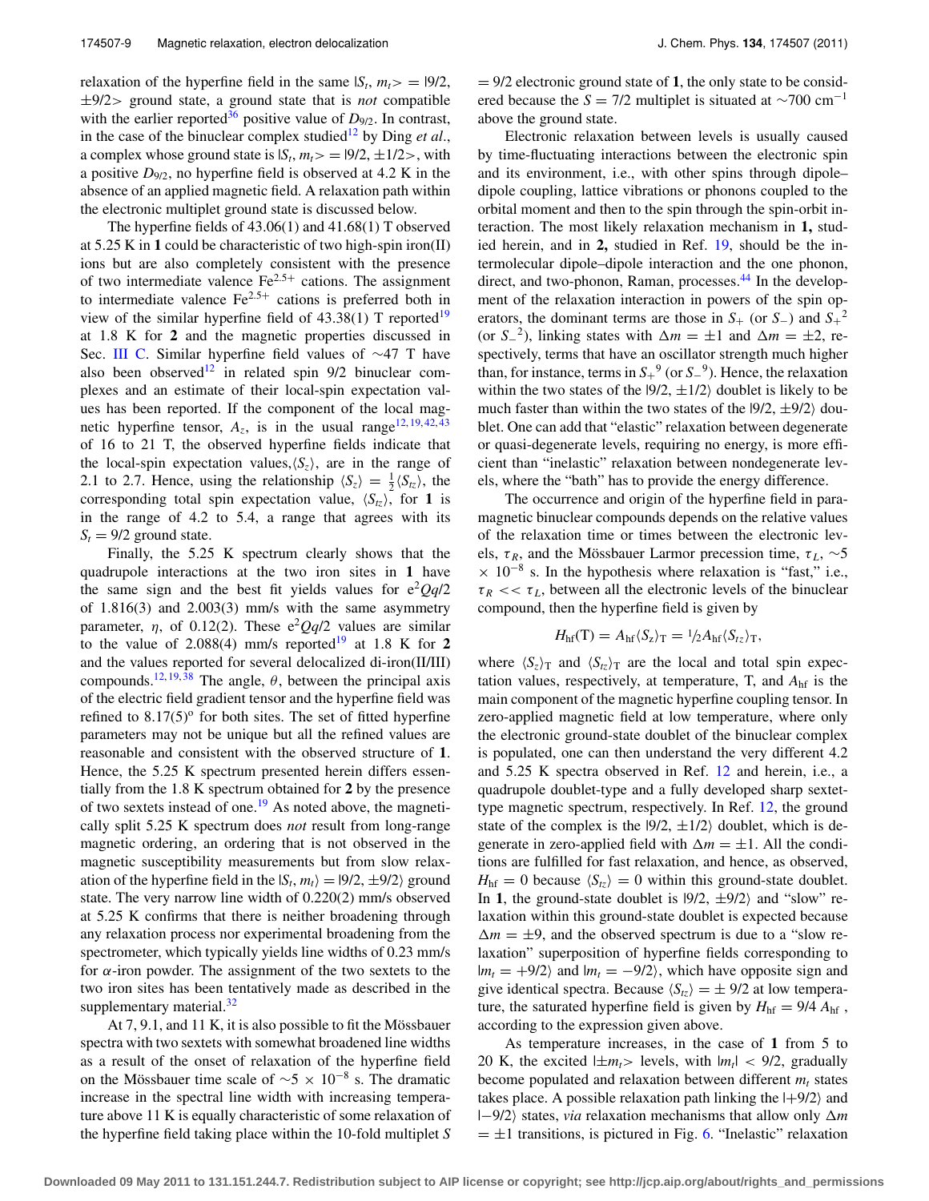relaxation of the hyperfine field in the same $|S_t, m_t> = |9/2, \pm 9/2>$ ground state, a ground state that is *not* compatible with the earlier reported[36] positive value of $D_{9/2}$. In contrast, in the case of the binuclear complex studied[12] by Ding *et al*., a complex whose ground state is $|S_t, m_t> = |9/2, \pm 1/2>$, with a positive $D_{9/2}$, no hyperfine field is observed at 4.2 K in the absence of an applied magnetic field. A relaxation path within the electronic multiplet ground state is discussed below.

The hyperfine fields of 43.06(1) and 41.68(1) T observed at 5.25 K in **1** could be characteristic of two high-spin iron(II) ions but are also completely consistent with the presence of two intermediate valence $Fe^{2.5+}$ cations. The assignment to intermediate valence $Fe^{2.5+}$ cations is preferred both in view of the similar hyperfine field of 43.38(1) T reported[19] at 1.8 K for **2** and the magnetic properties discussed in Sec. III C. Similar hyperfine field values of ~47 T have also been observed[12] in related spin 9/2 binuclear complexes and an estimate of their local-spin expectation values has been reported. If the component of the local magnetic hyperfine tensor, $A_z$, is in the usual range[12,19,42,43] of 16 to 21 T, the observed hyperfine fields indicate that the local-spin expectation values, $\langle S_z \rangle$, are in the range of 2.1 to 2.7. Hence, using the relationship $\langle S_z \rangle = \frac{1}{2}\langle S_{tz} \rangle$, the corresponding total spin expectation value, $\langle S_{tz} \rangle$, for **1** is in the range of 4.2 to 5.4, a range that agrees with its $S_t = 9/2$ ground state.

Finally, the 5.25 K spectrum clearly shows that the quadrupole interactions at the two iron sites in **1** have the same sign and the best fit yields values for $e^2Qq/2$ of 1.816(3) and 2.003(3) mm/s with the same asymmetry parameter, $\eta$, of 0.12(2). These $e^2Qq/2$ values are similar to the value of 2.088(4) mm/s reported[19] at 1.8 K for **2** and the values reported for several delocalized di-iron(II/III) compounds.[12,19,38] The angle, $\theta$, between the principal axis of the electric field gradient tensor and the hyperfine field was refined to 8.17(5)° for both sites. The set of fitted hyperfine parameters may not be unique but all the refined values are reasonable and consistent with the observed structure of **1**. Hence, the 5.25 K spectrum presented herein differs essentially from the 1.8 K spectrum obtained for **2** by the presence of two sextets instead of one.[19] As noted above, the magnetically split 5.25 K spectrum does *not* result from long-range magnetic ordering, an ordering that is not observed in the magnetic susceptibility measurements but from slow relaxation of the hyperfine field in the $|S_t, m_t\rangle = |9/2, \pm 9/2\rangle$ ground state. The very narrow line width of 0.220(2) mm/s observed at 5.25 K confirms that there is neither broadening through any relaxation process nor experimental broadening from the spectrometer, which typically yields line widths of 0.23 mm/s for $\alpha$-iron powder. The assignment of the two sextets to the two iron sites has been tentatively made as described in the supplementary material.[32]

At 7, 9.1, and 11 K, it is also possible to fit the Mössbauer spectra with two sextets with somewhat broadened line widths as a result of the onset of relaxation of the hyperfine field on the Mössbauer time scale of $\sim 5 \times 10^{-8}$ s. The dramatic increase in the spectral line width with increasing temperature above 11 K is equally characteristic of some relaxation of the hyperfine field taking place within the 10-fold multiplet $S = 9/2$ electronic ground state of **1**, the only state to be considered because the $S = 7/2$ multiplet is situated at ~700 $cm^{-1}$ above the ground state.

Electronic relaxation between levels is usually caused by time-fluctuating interactions between the electronic spin and its environment, i.e., with other spins through dipole–dipole coupling, lattice vibrations or phonons coupled to the orbital moment and then to the spin through the spin-orbit interaction. The most likely relaxation mechanism in **1,** studied herein, and in **2,** studied in Ref. 19, should be the intermolecular dipole–dipole interaction and the one phonon, direct, and two-phonon, Raman, processes.[44] In the development of the relaxation interaction in powers of the spin operators, the dominant terms are those in $S_+$ (or $S_-$) and $S_+{}^2$ (or $S_-{}^2$), linking states with $\Delta m = \pm 1$ and $\Delta m = \pm 2$, respectively, terms that have an oscillator strength much higher than, for instance, terms in $S_+{}^9$ (or $S_-{}^9$). Hence, the relaxation within the two states of the $|9/2, \pm 1/2\rangle$ doublet is likely to be much faster than within the two states of the $|9/2, \pm 9/2\rangle$ doublet. One can add that "elastic" relaxation between degenerate or quasi-degenerate levels, requiring no energy, is more efficient than "inelastic" relaxation between nondegenerate levels, where the "bath" has to provide the energy difference.

The occurrence and origin of the hyperfine field in paramagnetic binuclear compounds depends on the relative values of the relaxation time or times between the electronic levels, $\tau_R$, and the Mössbauer Larmor precession time, $\tau_L$, ~5 $\times 10^{-8}$ s. In the hypothesis where relaxation is "fast," i.e., $\tau_R << \tau_L$, between all the electronic levels of the binuclear compound, then the hyperfine field is given by

$$H_{hf}(T) = A_{hf}\langle S_z \rangle_T = {}^1\!/\!_2 A_{hf}\langle S_{tz} \rangle_T,$$

where $\langle S_z \rangle_T$ and $\langle S_{tz} \rangle_T$ are the local and total spin expectation values, respectively, at temperature, T, and $A_{hf}$ is the main component of the magnetic hyperfine coupling tensor. In zero-applied magnetic field at low temperature, where only the electronic ground-state doublet of the binuclear complex is populated, one can then understand the very different 4.2 and 5.25 K spectra observed in Ref. 12 and herein, i.e., a quadrupole doublet-type and a fully developed sharp sextet-type magnetic spectrum, respectively. In Ref. 12, the ground state of the complex is the $|9/2, \pm 1/2\rangle$ doublet, which is degenerate in zero-applied field with $\Delta m = \pm 1$. All the conditions are fulfilled for fast relaxation, and hence, as observed, $H_{hf} = 0$ because $\langle S_{tz} \rangle = 0$ within this ground-state doublet. In **1**, the ground-state doublet is $|9/2, \pm 9/2\rangle$ and "slow" relaxation within this ground-state doublet is expected because $\Delta m = \pm 9$, and the observed spectrum is due to a "slow relaxation" superposition of hyperfine fields corresponding to $|m_t = +9/2\rangle$ and $|m_t = -9/2\rangle$, which have opposite sign and give identical spectra. Because $\langle S_{tz} \rangle = \pm 9/2$ at low temperature, the saturated hyperfine field is given by $H_{hf} = 9/4\ A_{hf}$, according to the expression given above.

As temperature increases, in the case of **1** from 5 to 20 K, the excited $|\pm m_t\rangle$ levels, with $|m_t| < 9/2$, gradually become populated and relaxation between different $m_t$ states takes place. A possible relaxation path linking the $|+9/2\rangle$ and $|-9/2\rangle$ states, *via* relaxation mechanisms that allow only $\Delta m = \pm 1$ transitions, is pictured in Fig. 6. "Inelastic" relaxation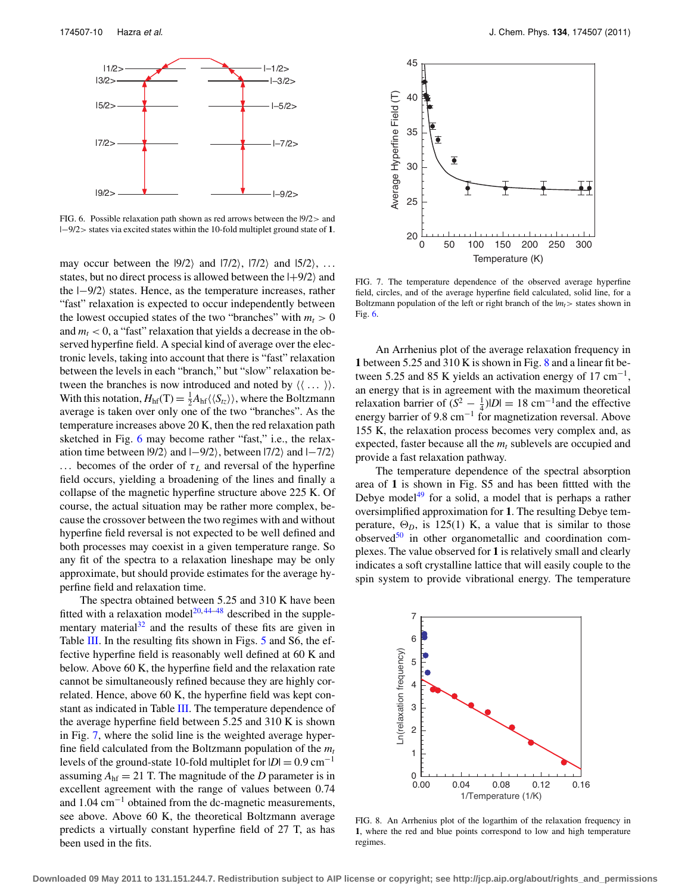FIG. 6. Possible relaxation path shown as red arrows between the |9/2> and |−9/2> states via excited states within the 10-fold multiplet ground state of **1**.

may occur between the $|9/2\rangle$ and $|7/2\rangle$, $|7/2\rangle$ and $|5/2\rangle$, ... states, but no direct process is allowed between the $|+9/2\rangle$ and the $|-9/2\rangle$ states. Hence, as the temperature increases, rather "fast" relaxation is expected to occur independently between the lowest occupied states of the two "branches" with $m_t > 0$ and $m_t < 0$, a "fast" relaxation that yields a decrease in the observed hyperfine field. A special kind of average over the electronic levels, taking into account that there is "fast" relaxation between the levels in each "branch," but "slow" relaxation between the branches is now introduced and noted by $\langle\langle \ldots \rangle\rangle$. With this notation, $H_{hf}(\mathrm{T}) = \frac{1}{2}A_{hf}\langle\langle S_{tz}\rangle\rangle$, where the Boltzmann average is taken over only one of the two "branches". As the temperature increases above 20 K, then the red relaxation path sketched in Fig. 6 may become rather "fast," i.e., the relaxation time between $|9/2\rangle$ and $|-9/2\rangle$, between $|7/2\rangle$ and $|-7/2\rangle$ ... becomes of the order of $\tau_L$ and reversal of the hyperfine field occurs, yielding a broadening of the lines and finally a collapse of the magnetic hyperfine structure above 225 K. Of course, the actual situation may be rather more complex, because the crossover between the two regimes with and without hyperfine field reversal is not expected to be well defined and both processes may coexist in a given temperature range. So any fit of the spectra to a relaxation lineshape may be only approximate, but should provide estimates for the average hyperfine field and relaxation time.

The spectra obtained between 5.25 and 310 K have been fitted with a relaxation model[20,44–48] described in the supplementary material[32] and the results of these fits are given in Table III. In the resulting fits shown in Figs. 5 and S6, the effective hyperfine field is reasonably well defined at 60 K and below. Above 60 K, the hyperfine field and the relaxation rate cannot be simultaneously refined because they are highly correlated. Hence, above 60 K, the hyperfine field was kept constant as indicated in Table III. The temperature dependence of the average hyperfine field between 5.25 and 310 K is shown in Fig. 7, where the solid line is the weighted average hyperfine field calculated from the Boltzmann population of the $m_t$ levels of the ground-state 10-fold multiplet for $|D| = 0.9$ cm$^{-1}$ assuming $A_{hf} = 21$ T. The magnitude of the $D$ parameter is in excellent agreement with the range of values between 0.74 and 1.04 cm$^{-1}$ obtained from the dc-magnetic measurements, see above. Above 60 K, the theoretical Boltzmann average predicts a virtually constant hyperfine field of 27 T, as has been used in the fits.

FIG. 7. The temperature dependence of the observed average hyperfine field, circles, and of the average hyperfine field calculated, solid line, for a Boltzmann population of the left or right branch of the $|m_t>$ states shown in Fig. 6.

An Arrhenius plot of the average relaxation frequency in **1** between 5.25 and 310 K is shown in Fig. 8 and a linear fit between 5.25 and 85 K yields an activation energy of 17 cm$^{-1}$, an energy that is in agreement with the maximum theoretical relaxation barrier of $(S^2 - \frac{1}{4})|D| = 18$ cm$^{-1}$and the effective energy barrier of 9.8 cm$^{-1}$ for magnetization reversal. Above 155 K, the relaxation process becomes very complex and, as expected, faster because all the $m_t$ sublevels are occupied and provide a fast relaxation pathway.

The temperature dependence of the spectral absorption area of **1** is shown in Fig. S5 and has been fittted with the Debye model[49] for a solid, a model that is perhaps a rather oversimplified approximation for **1**. The resulting Debye temperature, $\Theta_D$, is 125(1) K, a value that is similar to those observed[50] in other organometallic and coordination complexes. The value observed for **1** is relatively small and clearly indicates a soft crystalline lattice that will easily couple to the spin system to provide vibrational energy. The temperature

FIG. 8. An Arrhenius plot of the logarthim of the relaxation frequency in **1**, where the red and blue points correspond to low and high temperature regimes.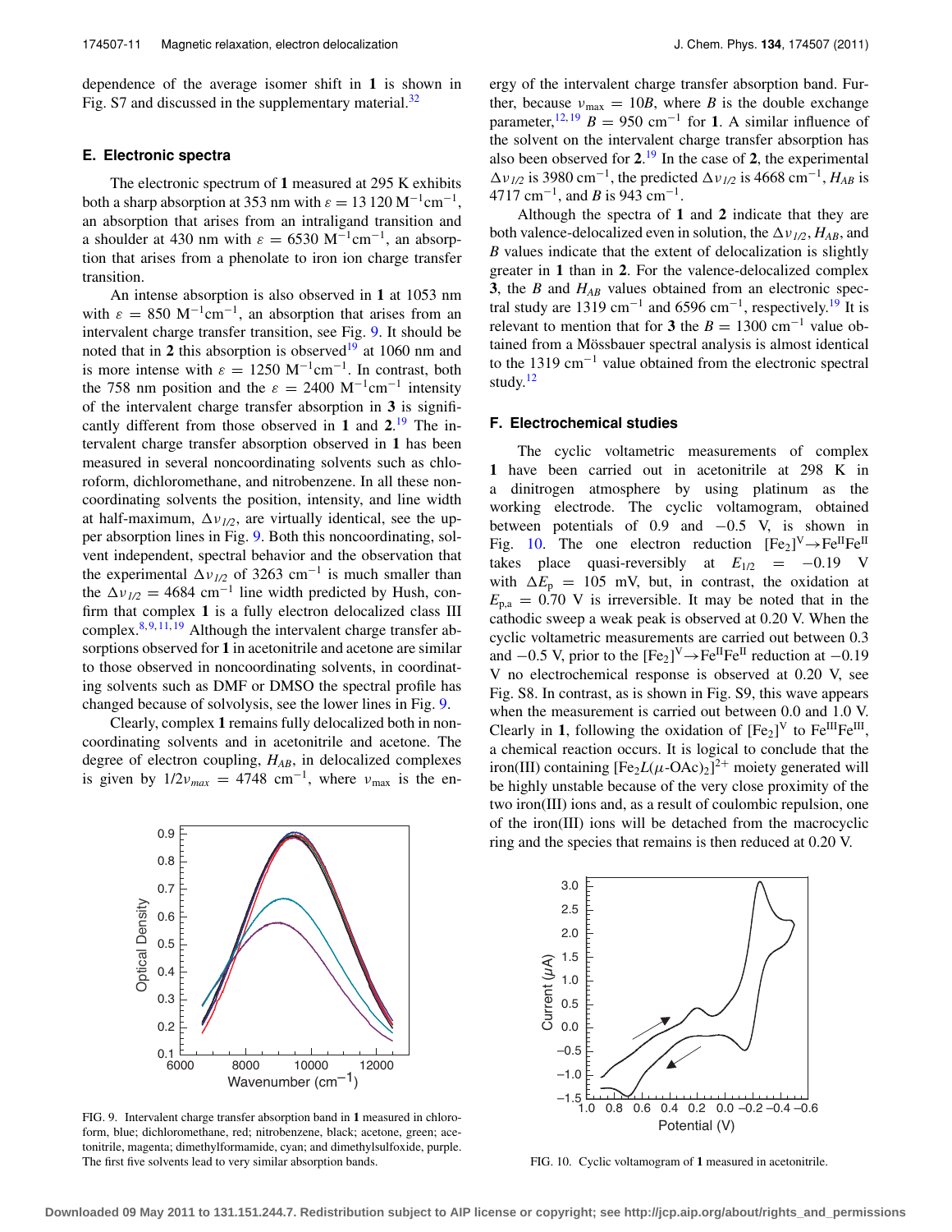dependence of the average isomer shift in **1** is shown in Fig. S7 and discussed in the supplementary material.[32]

### E. Electronic spectra

The electronic spectrum of **1** measured at 295 K exhibits both a sharp absorption at 353 nm with $\varepsilon = 13\,120\ \mathrm{M^{-1}cm^{-1}}$, an absorption that arises from an intraligand transition and a shoulder at 430 nm with $\varepsilon = 6530\ \mathrm{M^{-1}cm^{-1}}$, an absorption that arises from a phenolate to iron ion charge transfer transition.

An intense absorption is also observed in **1** at 1053 nm with $\varepsilon = 850\ \mathrm{M^{-1}cm^{-1}}$, an absorption that arises from an intervalent charge transfer transition, see Fig. 9. It should be noted that in **2** this absorption is observed[19] at 1060 nm and is more intense with $\varepsilon = 1250\ \mathrm{M^{-1}cm^{-1}}$. In contrast, both the 758 nm position and the $\varepsilon = 2400\ \mathrm{M^{-1}cm^{-1}}$ intensity of the intervalent charge transfer absorption in **3** is significantly different from those observed in **1** and **2**.[19] The intervalent charge transfer absorption observed in **1** has been measured in several noncoordinating solvents such as chloroform, dichloromethane, and nitrobenzene. In all these noncoordinating solvents the position, intensity, and line width at half-maximum, $\Delta\nu_{1/2}$, are virtually identical, see the upper absorption lines in Fig. 9. Both this noncoordinating, solvent independent, spectral behavior and the observation that the experimental $\Delta\nu_{1/2}$ of 3263 cm$^{-1}$ is much smaller than the $\Delta\nu_{1/2}$ = 4684 cm$^{-1}$ line width predicted by Hush, confirm that complex **1** is a fully electron delocalized class III complex.[8,9,11,19] Although the intervalent charge transfer absorptions observed for **1** in acetonitrile and acetone are similar to those observed in noncoordinating solvents, in coordinating solvents such as DMF or DMSO the spectral profile has changed because of solvolysis, see the lower lines in Fig. 9.

Clearly, complex **1** remains fully delocalized both in noncoordinating solvents and in acetonitrile and acetone. The degree of electron coupling, $H_{AB}$, in delocalized complexes is given by $1/2\nu_{max}$ = 4748 cm$^{-1}$, where $\nu_{\max}$ is the energy of the intervalent charge transfer absorption band. Further, because $\nu_{\max} = 10B$, where $B$ is the double exchange parameter,[12,19] $B$ = 950 cm$^{-1}$ for **1**. A similar influence of the solvent on the intervalent charge transfer absorption has also been observed for **2**.[19] In the case of **2**, the experimental $\Delta\nu_{1/2}$ is 3980 cm$^{-1}$, the predicted $\Delta\nu_{1/2}$ is 4668 cm$^{-1}$, $H_{AB}$ is 4717 cm$^{-1}$, and $B$ is 943 cm$^{-1}$.

Although the spectra of **1** and **2** indicate that they are both valence-delocalized even in solution, the $\Delta\nu_{1/2}$, $H_{AB}$, and $B$ values indicate that the extent of delocalization is slightly greater in **1** than in **2**. For the valence-delocalized complex **3**, the $B$ and $H_{AB}$ values obtained from an electronic spectral study are 1319 cm$^{-1}$ and 6596 cm$^{-1}$, respectively.[19] It is relevant to mention that for **3** the $B$ = 1300 cm$^{-1}$ value obtained from a Mössbauer spectral analysis is almost identical to the 1319 cm$^{-1}$ value obtained from the electronic spectral study.[12]

FIG. 9. Intervalent charge transfer absorption band in **1** measured in chloroform, blue; dichloromethane, red; nitrobenzene, black; acetone, green; acetonitrile, magenta; dimethylformamide, cyan; and dimethylsulfoxide, purple. The first five solvents lead to very similar absorption bands.

### F. Electrochemical studies

The cyclic voltametric measurements of complex **1** have been carried out in acetonitrile at 298 K in a dinitrogen atmosphere by using platinum as the working electrode. The cyclic voltammogram, obtained between potentials of 0.9 and −0.5 V, is shown in Fig. 10. The one electron reduction $[\mathrm{Fe_2}]^{\mathrm{V}} \rightarrow \mathrm{Fe^{II}Fe^{II}}$ takes place quasi-reversibly at $E_{1/2}$ = −0.19 V with $\Delta E_{\mathrm{p}}$ = 105 mV, but, in contrast, the oxidation at $E_{\mathrm{p,a}}$ = 0.70 V is irreversible. It may be noted that in the cathodic sweep a weak peak is observed at 0.20 V. When the cyclic voltametric measurements are carried out between 0.3 and −0.5 V, prior to the $[\mathrm{Fe_2}]^{\mathrm{V}} \rightarrow \mathrm{Fe^{II}Fe^{II}}$ reduction at −0.19 V no electrochemical response is observed at 0.20 V, see Fig. S8. In contrast, as is shown in Fig. S9, this wave appears when the measurement is carried out between 0.0 and 1.0 V. Clearly in **1**, following the oxidation of $[\mathrm{Fe_2}]^{\mathrm{V}}$ to $\mathrm{Fe^{III}Fe^{III}}$, a chemical reaction occurs. It is logical to conclude that the iron(III) containing $[\mathrm{Fe_2}L(\mu\text{-OAc})_2]^{2+}$ moiety generated will be highly unstable because of the very close proximity of the two iron(III) ions and, as a result of coulombic repulsion, one of the iron(III) ions will be detached from the macrocyclic ring and the species that remains is then reduced at 0.20 V.

FIG. 10. Cyclic voltamogram of **1** measured in acetonitrile.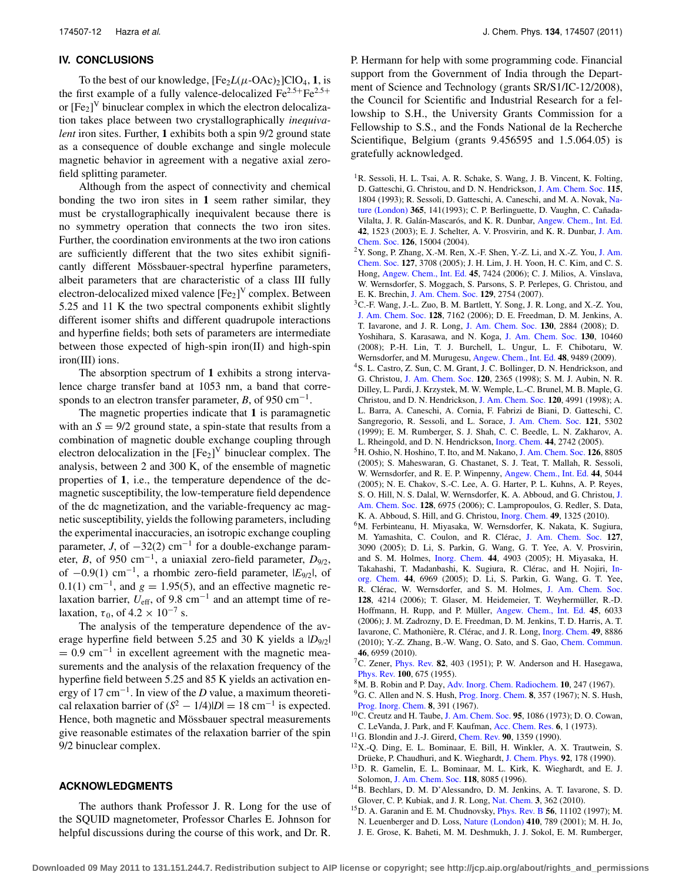## IV. CONCLUSIONS

To the best of our knowledge, $[Fe_2L(\mu\text{-OAc})_2]ClO_4$, **1**, is the first example of a fully valence-delocalized $Fe^{2.5+}Fe^{2.5+}$ or $[Fe_2]^V$ binuclear complex in which the electron delocalization takes place between two crystallographically *inequivalent* iron sites. Further, **1** exhibits both a spin 9/2 ground state as a consequence of double exchange and single molecule magnetic behavior in agreement with a negative axial zero-field splitting parameter.

Although from the aspect of connectivity and chemical bonding the two iron sites in **1** seem rather similar, they must be crystallographically inequivalent because there is no symmetry operation that connects the two iron sites. Further, the coordination environments at the two iron cations are sufficiently different that the two sites exhibit significantly different Mössbauer-spectral hyperfine parameters, albeit parameters that are characteristic of a class III fully electron-delocalized mixed valence $[Fe_2]^V$ complex. Between 5.25 and 11 K the two spectral components exhibit slightly different isomer shifts and different quadrupole interactions and hyperfine fields; both sets of parameters are intermediate between those expected of high-spin iron(II) and high-spin iron(III) ions.

The absorption spectrum of **1** exhibits a strong intervalence charge transfer band at 1053 nm, a band that corresponds to an electron transfer parameter, $B$, of 950 $cm^{-1}$.

The magnetic properties indicate that **1** is paramagnetic with an $S = 9/2$ ground state, a spin-state that results from a combination of magnetic double exchange coupling through electron delocalization in the $[Fe_2]^V$ binuclear complex. The analysis, between 2 and 300 K, of the ensemble of magnetic properties of **1**, i.e., the temperature dependence of the dc-magnetic susceptibility, the low-temperature field dependence of the dc magnetization, and the variable-frequency ac magnetic susceptibility, yields the following parameters, including the experimental inaccuracies, an isotropic exchange coupling parameter, $J$, of −32(2) $cm^{-1}$ for a double-exchange parameter, $B$, of 950 $cm^{-1}$, a uniaxial zero-field parameter, $D_{9/2}$, of −0.9(1) $cm^{-1}$, a rhombic zero-field parameter, $|E_{9/2}|$, of 0.1(1) $cm^{-1}$, and $g = 1.95(5)$, and an effective magnetic relaxation barrier, $U_{eff}$, of 9.8 $cm^{-1}$ and an attempt time of relaxation, $\tau_0$, of $4.2 \times 10^{-7}$ s.

The analysis of the temperature dependence of the average hyperfine field between 5.25 and 30 K yields a $|D_{9/2}| = 0.9$ $cm^{-1}$ in excellent agreement with the magnetic measurements and the analysis of the relaxation frequency of the hyperfine field between 5.25 and 85 K yields an activation energy of 17 $cm^{-1}$. In view of the $D$ value, a maximum theoretical relaxation barrier of $(S^2 - 1/4)|D| = 18$ $cm^{-1}$ is expected. Hence, both magnetic and Mössbauer spectral measurements give reasonable estimates of the relaxation barrier of the spin 9/2 binuclear complex.

## ACKNOWLEDGMENTS

The authors thank Professor J. R. Long for the use of the SQUID magnetometer, Professor Charles E. Johnson for helpful discussions during the course of this work, and Dr. R. P. Hermann for help with some programming code. Financial support from the Government of India through the Department of Science and Technology (grants SR/S1/IC-12/2008), the Council for Scientific and Industrial Research for a fellowship to S.H., the University Grants Commission for a Fellowship to S.S., and the Fonds National de la Recherche Scientifique, Belgium (grants 9.456595 and 1.5.064.05) is gratefully acknowledged.

[1] R. Sessoli, H. L. Tsai, A. R. Schake, S. Wang, J. B. Vincent, K. Folting, D. Gatteschi, G. Christou, and D. N. Hendrickson, J. Am. Chem. Soc. **115**, 1804 (1993); R. Sessoli, D. Gatteschi, A. Caneschi, and M. A. Novak, Nature (London) **365**, 141(1993); C. P. Berlinguette, D. Vaughn, C. Cañada-Vilalta, J. R. Galán-Mascarós, and K. R. Dunbar, Angew. Chem., Int. Ed. **42**, 1523 (2003); E. J. Schelter, A. V. Prosvirin, and K. R. Dunbar, J. Am. Chem. Soc. **126**, 15004 (2004).

[2] Y. Song, P. Zhang, X.-M. Ren, X.-F. Shen, Y.-Z. Li, and X.-Z. You, J. Am. Chem. Soc. **127**, 3708 (2005); J. H. Lim, J. H. Yoon, H. C. Kim, and C. S. Hong, Angew. Chem., Int. Ed. **45**, 7424 (2006); C. J. Milios, A. Vinslava, W. Wernsdorfer, S. Moggach, S. Parsons, S. P. Perlepes, G. Christou, and E. K. Brechin, J. Am. Chem. Soc. **129**, 2754 (2007).

[3] C.-F. Wang, J.-L. Zuo, B. M. Bartlett, Y. Song, J. R. Long, and X.-Z. You, J. Am. Chem. Soc. **128**, 7162 (2006); D. E. Freedman, D. M. Jenkins, A. T. Iavarone, and J. R. Long, J. Am. Chem. Soc. **130**, 2884 (2008); D. Yoshihara, S. Karasawa, and N. Koga, J. Am. Chem. Soc. **130**, 10460 (2008); P.-H. Lin, T. J. Burchell, L. Ungur, L. F. Chibotaru, W. Wernsdorfer, and M. Murugesu, Angew. Chem., Int. Ed. **48**, 9489 (2009).

[4] S. L. Castro, Z. Sun, C. M. Grant, J. C. Bollinger, D. N. Hendrickson, and G. Christou, J. Am. Chem. Soc. **120**, 2365 (1998); S. M. J. Aubin, N. R. Dilley, L. Pardi, J. Krzystek, M. W. Wemple, L.-C. Brunel, M. B. Maple, G. Christou, and D. N. Hendrickson, J. Am. Chem. Soc. **120**, 4991 (1998); A. L. Barra, A. Caneschi, A. Cornia, F. Fabrizi de Biani, D. Gatteschi, C. Sangregorio, R. Sessoli, and L. Sorace, J. Am. Chem. Soc. **121**, 5302 (1999); E. M. Rumberger, S. J. Shah, C. C. Beedle, L. N. Zakharov, A. L. Rheingold, and D. N. Hendrickson, Inorg. Chem. **44**, 2742 (2005).

[5] H. Oshio, N. Hoshino, T. Ito, and M. Nakano, J. Am. Chem. Soc. **126**, 8805 (2005); S. Maheswaran, G. Chastanet, S. J. Teat, T. Mallah, R. Sessoli, W. Wernsdorfer, and R. E. P. Winpenny, Angew. Chem., Int. Ed. **44**, 5044 (2005); N. E. Chakov, S.-C. Lee, A. G. Harter, P. L. Kuhns, A. P. Reyes, S. O. Hill, N. S. Dalal, W. Wernsdorfer, K. A. Abboud, and G. Christou, J. Am. Chem. Soc. **128**, 6975 (2006); C. Lampropoulos, G. Redler, S. Data, K. A. Abboud, S. Hill, and G. Christou, Inorg. Chem. **49**, 1325 (2010).

[6] M. Ferbinteanu, H. Miyasaka, W. Wernsdorfer, K. Nakata, K. Sugiura, M. Yamashita, C. Coulon, and R. Clérac, J. Am. Chem. Soc. **127**, 3090 (2005); D. Li, S. Parkin, G. Wang, G. T. Yee, A. V. Prosvirin, and S. M. Holmes, Inorg. Chem. **44**, 4903 (2005); H. Miyasaka, H. Takahashi, T. Madanbashi, K. Sugiura, R. Clérac, and H. Nojiri, Inorg. Chem. **44**, 6969 (2005); D. Li, S. Parkin, G. Wang, G. T. Yee, R. Clérac, W. Wernsdorfer, and S. M. Holmes, J. Am. Chem. Soc. **128**, 4214 (2006); T. Glaser, M. Heidemeier, T. Weyhermüller, R.-D. Hoffmann, H. Rupp, and P. Müller, Angew. Chem., Int. Ed. **45**, 6033 (2006); J. M. Zadrozny, D. E. Freedman, D. M. Jenkins, T. D. Harris, A. T. Iavarone, C. Mathonière, R. Clérac, and J. R. Long, Inorg. Chem. **49**, 8886 (2010); Y.-Z. Zhang, B.-W. Wang, O. Sato, and S. Gao, Chem. Commun. **46**, 6959 (2010).

[7] C. Zener, Phys. Rev. **82**, 403 (1951); P. W. Anderson and H. Hasegawa, Phys. Rev. **100**, 675 (1955).

[8] M. B. Robin and P. Day, Adv. Inorg. Chem. Radiochem. **10**, 247 (1967).

[9] G. C. Allen and N. S. Hush, Prog. Inorg. Chem. **8**, 357 (1967); N. S. Hush, Prog. Inorg. Chem. **8**, 391 (1967).

[10] C. Creutz and H. Taube, J. Am. Chem. Soc. **95**, 1086 (1973); D. O. Cowan, C. LeVanda, J. Park, and F. Kaufman, Acc. Chem. Res. **6**, 1 (1973).

[11] G. Blondin and J.-J. Girerd, Chem. Rev. **90**, 1359 (1990).

[12] X.-Q. Ding, E. L. Bominaar, E. Bill, H. Winkler, A. X. Trautwein, S. Drüeke, P. Chaudhuri, and K. Wieghardt, J. Chem. Phys. **92**, 178 (1990).

[13] D. R. Gamelin, E. L. Bominaar, M. L. Kirk, K. Wieghardt, and E. J. Solomon, J. Am. Chem. Soc. **118**, 8085 (1996).

[14] B. Bechlars, D. M. D'Alessandro, D. M. Jenkins, A. T. Iavarone, S. D. Glover, C. P. Kubiak, and J. R. Long, Nat. Chem. **3**, 362 (2010).

[15] D. A. Garanin and E. M. Chudnovsky, Phys. Rev. B **56**, 11102 (1997); M. N. Leuenberger and D. Loss, Nature (London) **410**, 789 (2001); M. H. Jo, J. E. Grose, K. Baheti, M. M. Deshmukh, J. J. Sokol, E. M. Rumberger,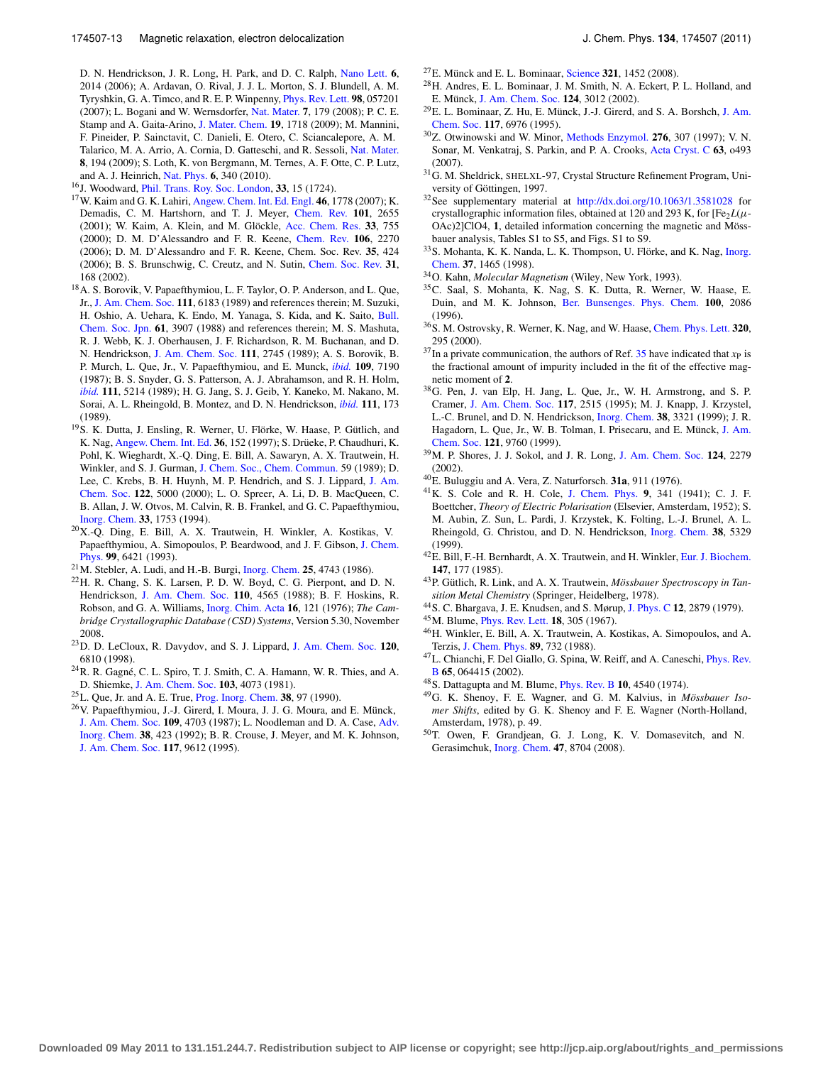D. N. Hendrickson, J. R. Long, H. Park, and D. C. Ralph, Nano Lett. **6**, 2014 (2006); A. Ardavan, O. Rival, J. J. L. Morton, S. J. Blundell, A. M. Tyryshkin, G. A. Timco, and R. E. P. Winpenny, Phys. Rev. Lett. **98**, 057201 (2007); L. Bogani and W. Wernsdorfer, Nat. Mater. **7**, 179 (2008); P. C. E. Stamp and A. Gaita-Arino, J. Mater. Chem. **19**, 1718 (2009); M. Mannini, F. Pineider, P. Sainctavit, C. Danieli, E. Otero, C. Sciancalepore, A. M. Talarico, M. A. Arrio, A. Cornia, D. Gatteschi, and R. Sessoli, Nat. Mater. **8**, 194 (2009); S. Loth, K. von Bergmann, M. Ternes, A. F. Otte, C. P. Lutz, and A. J. Heinrich, Nat. Phys. **6**, 340 (2010).

[16] J. Woodward, Phil. Trans. Roy. Soc. London, **33**, 15 (1724).

[17] W. Kaim and G. K. Lahiri, Angew. Chem. Int. Ed. Engl. **46**, 1778 (2007); K. Demadis, C. M. Hartshorn, and T. J. Meyer, Chem. Rev. **101**, 2655 (2001); W. Kaim, A. Klein, and M. Glöckle, Acc. Chem. Res. **33**, 755 (2000); D. M. D'Alessandro and F. R. Keene, Chem. Rev. **106**, 2270 (2006); D. M. D'Alessandro and F. R. Keene, Chem. Soc. Rev. **35**, 424 (2006); B. S. Brunschwig, C. Creutz, and N. Sutin, Chem. Soc. Rev. **31**, 168 (2002).

[18] A. S. Borovik, V. Papaefthymiou, L. F. Taylor, O. P. Anderson, and L. Que, Jr., J. Am. Chem. Soc. **111**, 6183 (1989) and references therein; M. Suzuki, H. Oshio, A. Uehara, K. Endo, M. Yanaga, S. Kida, and K. Saito, Bull. Chem. Soc. Jpn. **61**, 3907 (1988) and references therein; M. S. Mashuta, R. J. Webb, K. J. Oberhausen, J. F. Richardson, R. M. Buchanan, and D. N. Hendrickson, J. Am. Chem. Soc. **111**, 2745 (1989); A. S. Borovik, B. P. Murch, L. Que, Jr., V. Papaefthymiou, and E. Munck, *ibid.* **109**, 7190 (1987); B. S. Snyder, G. S. Patterson, A. J. Abrahamson, and R. H. Holm, *ibid.* **111**, 5214 (1989); H. G. Jang, S. J. Geib, Y. Kaneko, M. Nakano, M. Sorai, A. L. Rheingold, B. Montez, and D. N. Hendrickson, *ibid.* **111**, 173 (1989).

[19] S. K. Dutta, J. Ensling, R. Werner, U. Flörke, W. Haase, P. Gütlich, and K. Nag, Angew. Chem. Int. Ed. **36**, 152 (1997); S. Drüeke, P. Chaudhuri, K. Pohl, K. Wieghardt, X.-Q. Ding, E. Bill, A. Sawaryn, A. X. Trautwein, H. Winkler, and S. J. Gurman, J. Chem. Soc., Chem. Commun. 59 (1989); D. Lee, C. Krebs, B. H. Huynh, M. P. Hendrich, and S. J. Lippard, J. Am. Chem. Soc. **122**, 5000 (2000); L. O. Spreer, A. Li, D. B. MacQueen, C. B. Allan, J. W. Otvos, M. Calvin, R. B. Frankel, and G. C. Papaefthymiou, Inorg. Chem. **33**, 1753 (1994).

[20] X.-Q. Ding, E. Bill, A. X. Trautwein, H. Winkler, A. Kostikas, V. Papaefthymiou, A. Simopoulos, P. Beardwood, and J. F. Gibson, J. Chem. Phys. **99**, 6421 (1993).

[21] M. Stebler, A. Ludi, and H.-B. Burgi, Inorg. Chem. **25**, 4743 (1986).

[22] H. R. Chang, S. K. Larsen, P. D. W. Boyd, C. G. Pierpont, and D. N. Hendrickson, J. Am. Chem. Soc. **110**, 4565 (1988); B. F. Hoskins, R. Robson, and G. A. Williams, Inorg. Chim. Acta **16**, 121 (1976); *The Cambridge Crystallographic Database (CSD) Systems*, Version 5.30, November 2008.

[23] D. D. LeCloux, R. Davydov, and S. J. Lippard, J. Am. Chem. Soc. **120**, 6810 (1998).

[24] R. R. Gagné, C. L. Spiro, T. J. Smith, C. A. Hamann, W. R. Thies, and A. D. Shiemke, J. Am. Chem. Soc. **103**, 4073 (1981).

[25] L. Que, Jr. and A. E. True, Prog. Inorg. Chem. **38**, 97 (1990).

[26] V. Papaefthymiou, J.-J. Girerd, I. Moura, J. J. G. Moura, and E. Münck, J. Am. Chem. Soc. **109**, 4703 (1987); L. Noodleman and D. A. Case, Adv. Inorg. Chem. **38**, 423 (1992); B. R. Crouse, J. Meyer, and M. K. Johnson, J. Am. Chem. Soc. **117**, 9612 (1995).

[27] E. Münck and E. L. Bominaar, Science **321**, 1452 (2008).

[28] H. Andres, E. L. Bominaar, J. M. Smith, N. A. Eckert, P. L. Holland, and E. Münck, J. Am. Chem. Soc. **124**, 3012 (2002).

[29] E. L. Bominaar, Z. Hu, E. Münck, J.-J. Girerd, and S. A. Borshch, J. Am. Chem. Soc. **117**, 6976 (1995).

[30] Z. Otwinowski and W. Minor, Methods Enzymol. **276**, 307 (1997); V. N. Sonar, M. Venkatraj, S. Parkin, and P. A. Crooks, Acta Cryst. C **63**, o493 (2007).

[31] G. M. Sheldrick, SHELXL-97, Crystal Structure Refinement Program, University of Göttingen, 1997.

[32] See supplementary material at http://dx.doi.org/10.1063/1.3581028 for crystallographic information files, obtained at 120 and 293 K, for $[Fe_2L(\mu\text{-}OAc)2]ClO4$, **1**, detailed information concerning the magnetic and Mössbauer analysis, Tables S1 to S5, and Figs. S1 to S9.

[33] S. Mohanta, K. K. Nanda, L. K. Thompson, U. Flörke, and K. Nag, Inorg. Chem. **37**, 1465 (1998).

[34] O. Kahn, *Molecular Magnetism* (Wiley, New York, 1993).

[35] C. Saal, S. Mohanta, K. Nag, S. K. Dutta, R. Werner, W. Haase, E. Duin, and M. K. Johnson, Ber. Bunsenges. Phys. Chem. **100**, 2086 (1996).

[36] S. M. Ostrovsky, R. Werner, K. Nag, and W. Haase, Chem. Phys. Lett. **320**, 295 (2000).

[37] In a private communication, the authors of Ref. 35 have indicated that $x_P$ is the fractional amount of impurity included in the fit of the effective magnetic moment of **2**.

[38] G. Pen, J. van Elp, H. Jang, L. Que, Jr., W. H. Armstrong, and S. P. Cramer, J. Am. Chem. Soc. **117**, 2515 (1995); M. J. Knapp, J. Krzystel, L.-C. Brunel, and D. N. Hendrickson, Inorg. Chem. **38**, 3321 (1999); J. R. Hagadorn, L. Que, Jr., W. B. Tolman, I. Prisecaru, and E. Münck, J. Am. Chem. Soc. **121**, 9760 (1999).

[39] M. P. Shores, J. J. Sokol, and J. R. Long, J. Am. Chem. Soc. **124**, 2279 (2002).

[40] E. Buluggiu and A. Vera, Z. Naturforsch. **31a**, 911 (1976).

[41] K. S. Cole and R. H. Cole, J. Chem. Phys. **9**, 341 (1941); C. J. F. Boettcher, *Theory of Electric Polarisation* (Elsevier, Amsterdam, 1952); S. M. Aubin, Z. Sun, L. Pardi, J. Krzystek, K. Folting, L.-J. Brunel, A. L. Rheingold, G. Christou, and D. N. Hendrickson, Inorg. Chem. **38**, 5329 (1999).

[42] E. Bill, F.-H. Bernhardt, A. X. Trautwein, and H. Winkler, Eur. J. Biochem. **147**, 177 (1985).

[43] P. Gütlich, R. Link, and A. X. Trautwein, *Mössbauer Spectroscopy in Tansition Metal Chemistry* (Springer, Heidelberg, 1978).

[44] S. C. Bhargava, J. E. Knudsen, and S. Mørup, J. Phys. C **12**, 2879 (1979).

[45] M. Blume, Phys. Rev. Lett. **18**, 305 (1967).

[46] H. Winkler, E. Bill, A. X. Trautwein, A. Kostikas, A. Simopoulos, and A. Terzis, J. Chem. Phys. **89**, 732 (1988).

[47] L. Chianchi, F. Del Giallo, G. Spina, W. Reiff, and A. Caneschi, Phys. Rev. B **65**, 064415 (2002).

[48] S. Dattagupta and M. Blume, Phys. Rev. B **10**, 4540 (1974).

[49] G. K. Shenoy, F. E. Wagner, and G. M. Kalvius, in *Mössbauer Isomer Shifts*, edited by G. K. Shenoy and F. E. Wagner (North-Holland, Amsterdam, 1978), p. 49.

[50] T. Owen, F. Grandjean, G. J. Long, K. V. Domasevitch, and N. Gerasimchuk, Inorg. Chem. **47**, 8704 (2008).